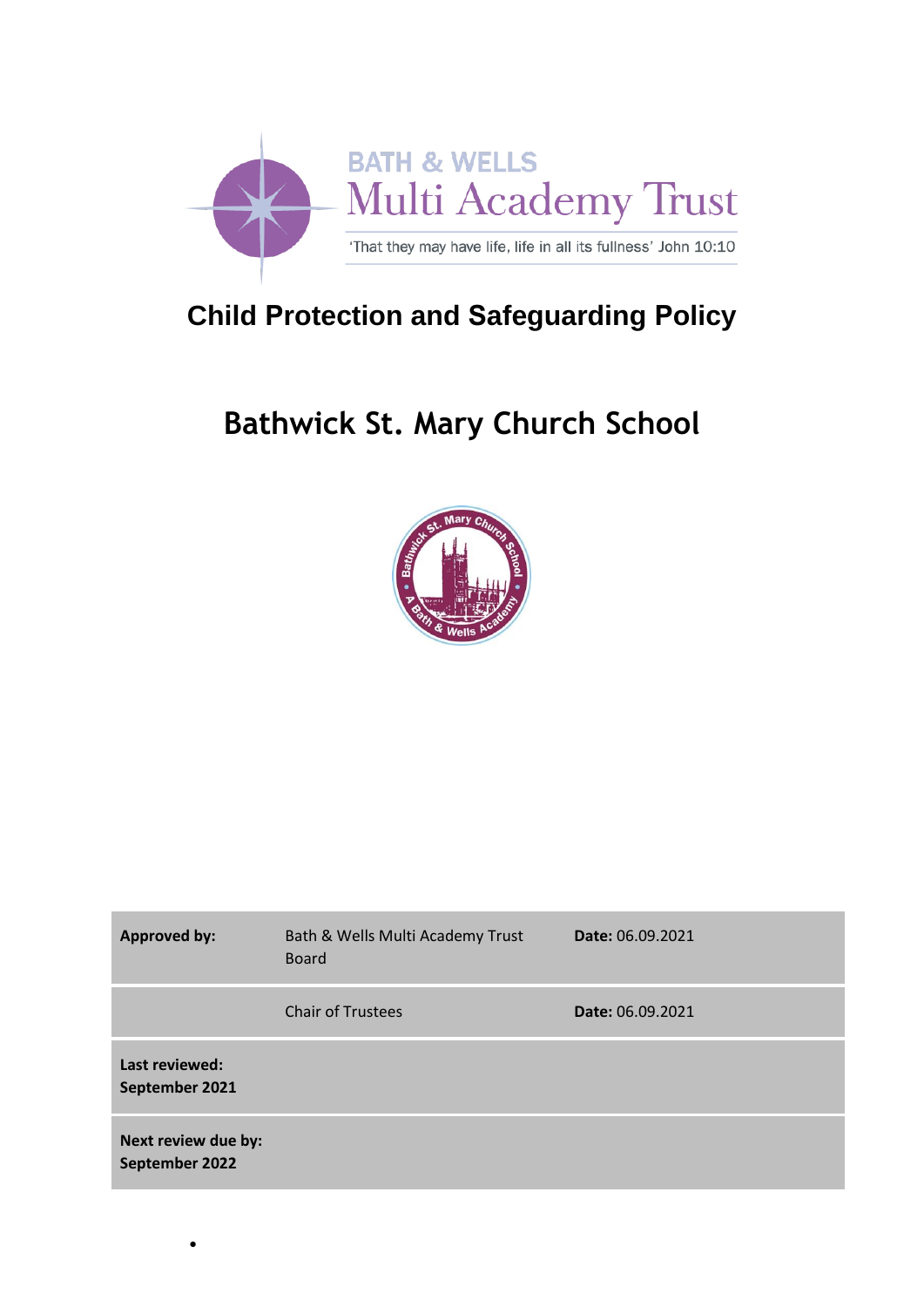BATH & WELLS
Multi Academy Trust
'That they may have life, life in all its fullness' John 10:10

# Child Protection and Safeguarding Policy

# Bathwick St. Mary Church School

| | | |
|---|---|---|
| **Approved by:** | Bath & Wells Multi Academy Trust Board | **Date:** 06.09.2021 |
| | Chair of Trustees | **Date:** 06.09.2021 |
| **Last reviewed: September 2021** | | |
| **Next review due by: September 2022** | | |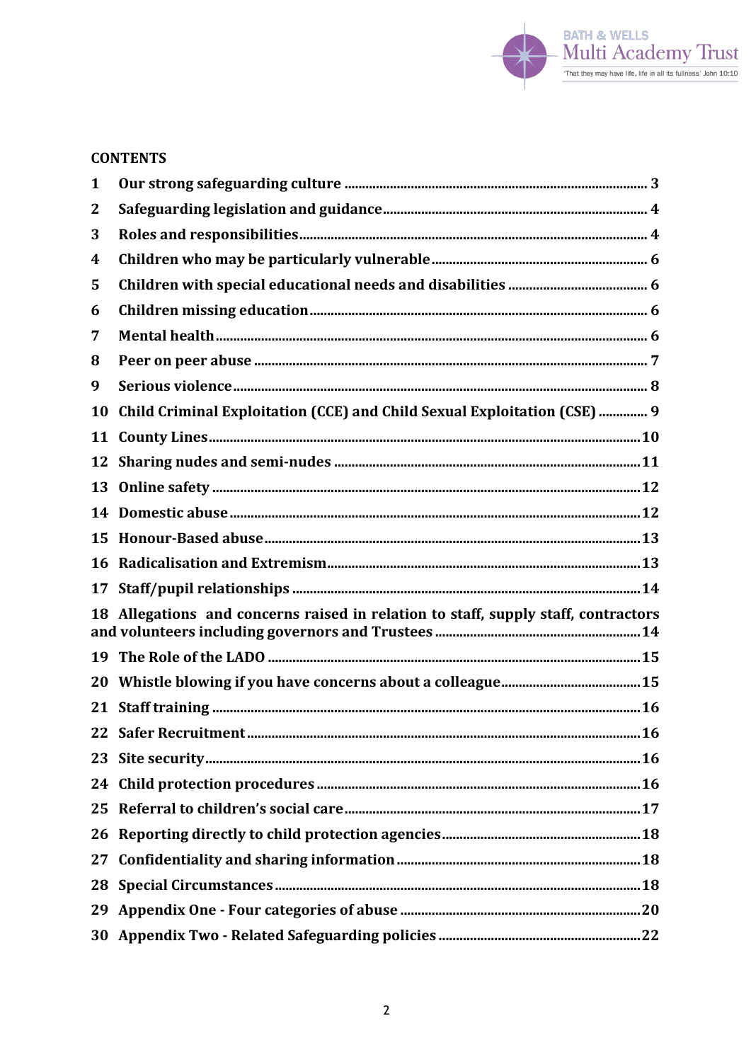## CONTENTS

1 Our strong safeguarding culture ........ 3
2 Safeguarding legislation and guidance ........ 4
3 Roles and responsibilities ........ 4
4 Children who may be particularly vulnerable ........ 6
5 Children with special educational needs and disabilities ........ 6
6 Children missing education ........ 6
7 Mental health ........ 6
8 Peer on peer abuse ........ 7
9 Serious violence ........ 8
10 Child Criminal Exploitation (CCE) and Child Sexual Exploitation (CSE) ........ 9
11 County Lines ........ 10
12 Sharing nudes and semi-nudes ........ 11
13 Online safety ........ 12
14 Domestic abuse ........ 12
15 Honour-Based abuse ........ 13
16 Radicalisation and Extremism ........ 13
17 Staff/pupil relationships ........ 14
18 Allegations and concerns raised in relation to staff, supply staff, contractors and volunteers including governors and Trustees ........ 14
19 The Role of the LADO ........ 15
20 Whistle blowing if you have concerns about a colleague ........ 15
21 Staff training ........ 16
22 Safer Recruitment ........ 16
23 Site security ........ 16
24 Child protection procedures ........ 16
25 Referral to children's social care ........ 17
26 Reporting directly to child protection agencies ........ 18
27 Confidentiality and sharing information ........ 18
28 Special Circumstances ........ 18
29 Appendix One - Four categories of abuse ........ 20
30 Appendix Two - Related Safeguarding policies ........ 22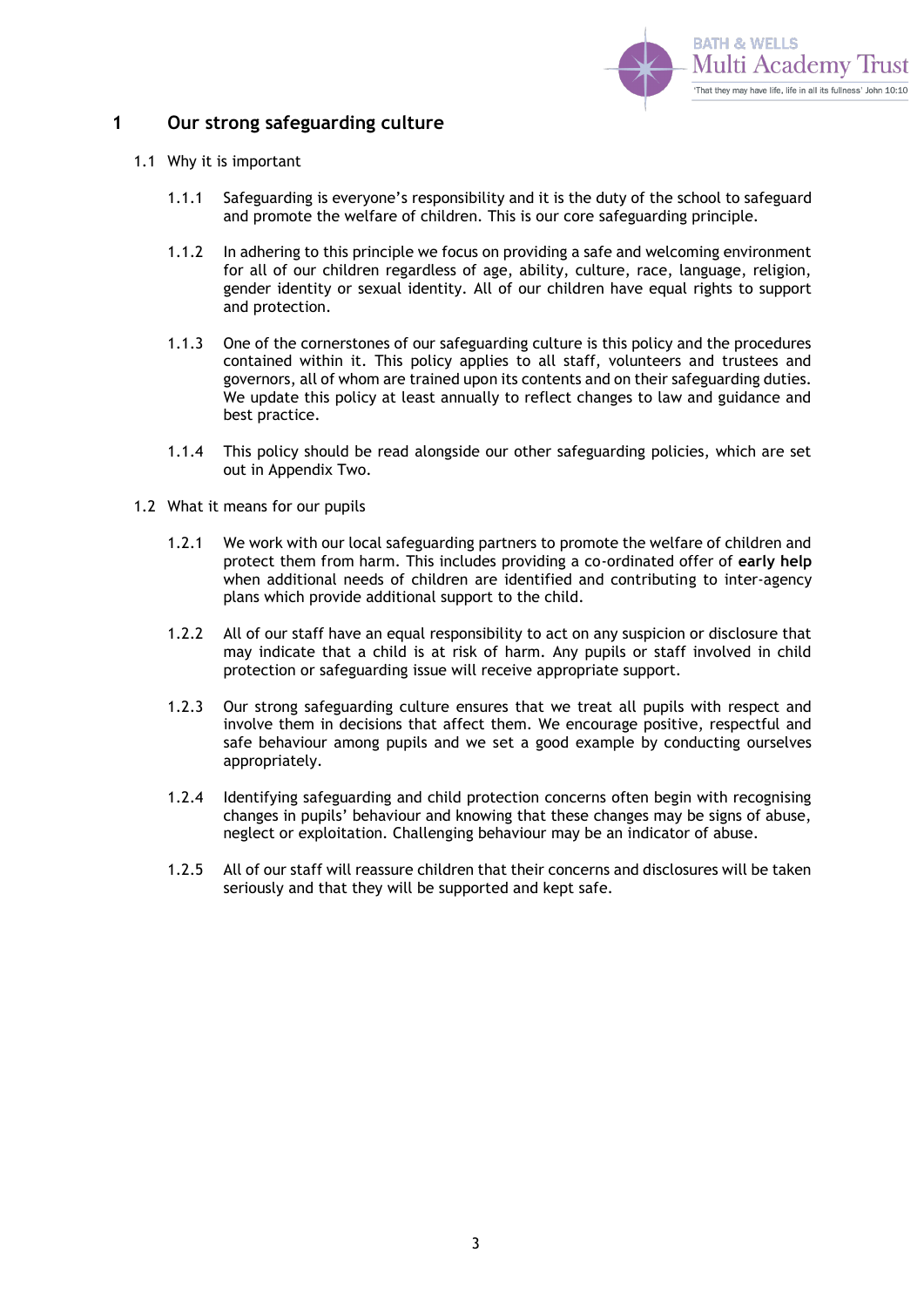# 1 Our strong safeguarding culture

## 1.1 Why it is important

1.1.1 Safeguarding is everyone's responsibility and it is the duty of the school to safeguard and promote the welfare of children. This is our core safeguarding principle.

1.1.2 In adhering to this principle we focus on providing a safe and welcoming environment for all of our children regardless of age, ability, culture, race, language, religion, gender identity or sexual identity. All of our children have equal rights to support and protection.

1.1.3 One of the cornerstones of our safeguarding culture is this policy and the procedures contained within it. This policy applies to all staff, volunteers and trustees and governors, all of whom are trained upon its contents and on their safeguarding duties. We update this policy at least annually to reflect changes to law and guidance and best practice.

1.1.4 This policy should be read alongside our other safeguarding policies, which are set out in Appendix Two.

## 1.2 What it means for our pupils

1.2.1 We work with our local safeguarding partners to promote the welfare of children and protect them from harm. This includes providing a co-ordinated offer of **early help** when additional needs of children are identified and contributing to inter-agency plans which provide additional support to the child.

1.2.2 All of our staff have an equal responsibility to act on any suspicion or disclosure that may indicate that a child is at risk of harm. Any pupils or staff involved in child protection or safeguarding issue will receive appropriate support.

1.2.3 Our strong safeguarding culture ensures that we treat all pupils with respect and involve them in decisions that affect them. We encourage positive, respectful and safe behaviour among pupils and we set a good example by conducting ourselves appropriately.

1.2.4 Identifying safeguarding and child protection concerns often begin with recognising changes in pupils' behaviour and knowing that these changes may be signs of abuse, neglect or exploitation. Challenging behaviour may be an indicator of abuse.

1.2.5 All of our staff will reassure children that their concerns and disclosures will be taken seriously and that they will be supported and kept safe.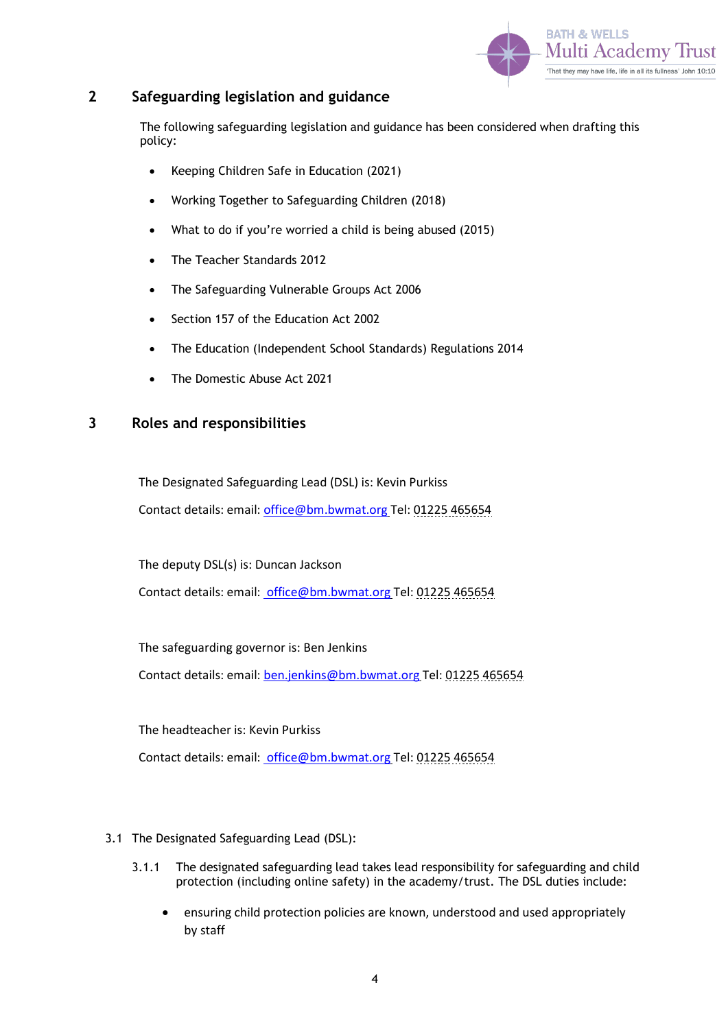## 2 Safeguarding legislation and guidance

The following safeguarding legislation and guidance has been considered when drafting this policy:

- Keeping Children Safe in Education (2021)
- Working Together to Safeguarding Children (2018)
- What to do if you're worried a child is being abused (2015)
- The Teacher Standards 2012
- The Safeguarding Vulnerable Groups Act 2006
- Section 157 of the Education Act 2002
- The Education (Independent School Standards) Regulations 2014
- The Domestic Abuse Act 2021

## 3 Roles and responsibilities

The Designated Safeguarding Lead (DSL) is: Kevin Purkiss

Contact details: email: office@bm.bwmat.org Tel: 01225 465654

The deputy DSL(s) is: Duncan Jackson

Contact details: email: office@bm.bwmat.org Tel: 01225 465654

The safeguarding governor is: Ben Jenkins

Contact details: email: ben.jenkins@bm.bwmat.org Tel: 01225 465654

The headteacher is: Kevin Purkiss

Contact details: email: office@bm.bwmat.org Tel: 01225 465654

3.1 The Designated Safeguarding Lead (DSL):

3.1.1 The designated safeguarding lead takes lead responsibility for safeguarding and child protection (including online safety) in the academy/trust. The DSL duties include:

- ensuring child protection policies are known, understood and used appropriately by staff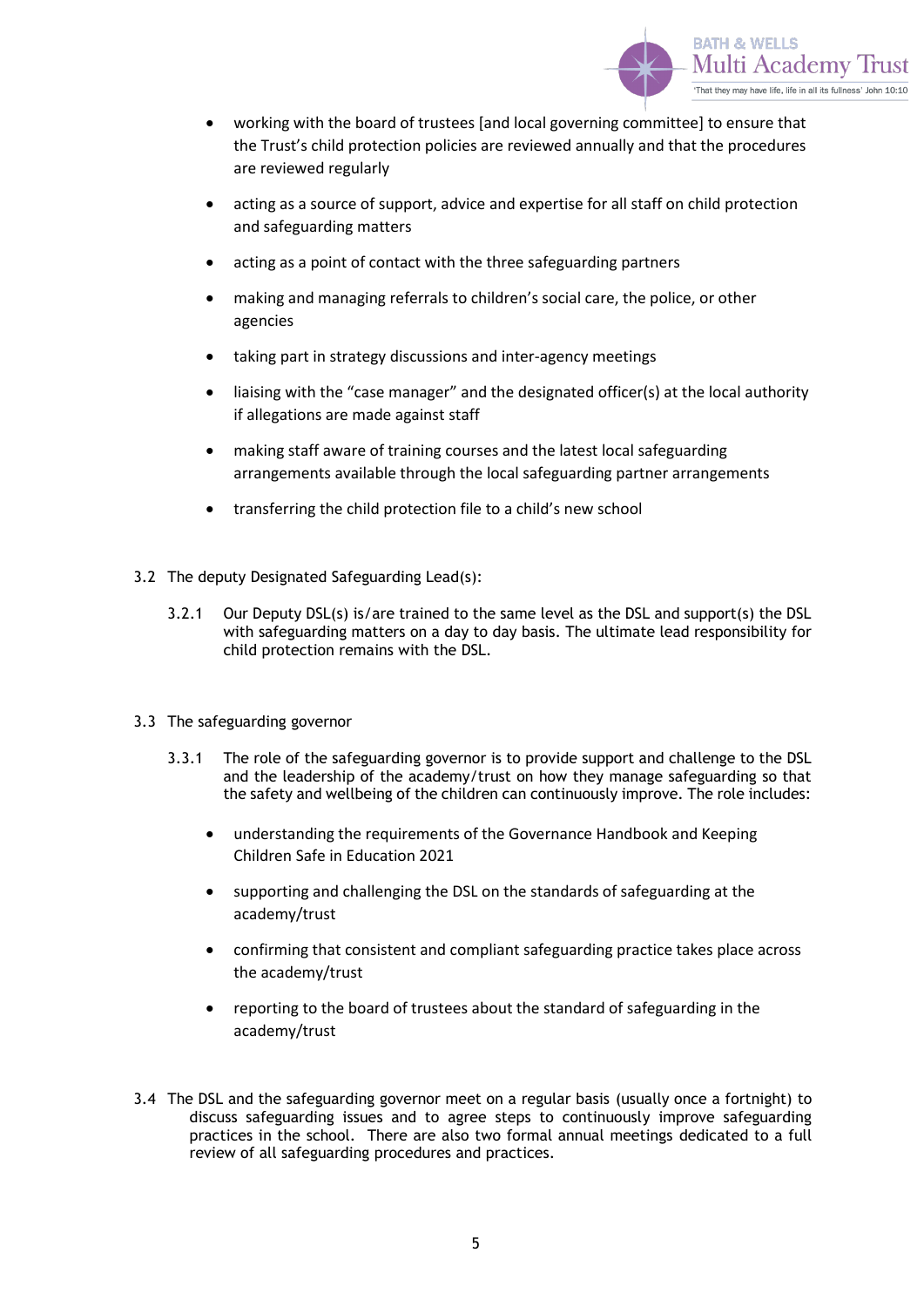- working with the board of trustees [and local governing committee] to ensure that the Trust's child protection policies are reviewed annually and that the procedures are reviewed regularly
- acting as a source of support, advice and expertise for all staff on child protection and safeguarding matters
- acting as a point of contact with the three safeguarding partners
- making and managing referrals to children's social care, the police, or other agencies
- taking part in strategy discussions and inter-agency meetings
- liaising with the "case manager" and the designated officer(s) at the local authority if allegations are made against staff
- making staff aware of training courses and the latest local safeguarding arrangements available through the local safeguarding partner arrangements
- transferring the child protection file to a child's new school

3.2 The deputy Designated Safeguarding Lead(s):

3.2.1 Our Deputy DSL(s) is/are trained to the same level as the DSL and support(s) the DSL with safeguarding matters on a day to day basis. The ultimate lead responsibility for child protection remains with the DSL.

3.3 The safeguarding governor

3.3.1 The role of the safeguarding governor is to provide support and challenge to the DSL and the leadership of the academy/trust on how they manage safeguarding so that the safety and wellbeing of the children can continuously improve. The role includes:

- understanding the requirements of the Governance Handbook and Keeping Children Safe in Education 2021
- supporting and challenging the DSL on the standards of safeguarding at the academy/trust
- confirming that consistent and compliant safeguarding practice takes place across the academy/trust
- reporting to the board of trustees about the standard of safeguarding in the academy/trust

3.4 The DSL and the safeguarding governor meet on a regular basis (usually once a fortnight) to discuss safeguarding issues and to agree steps to continuously improve safeguarding practices in the school. There are also two formal annual meetings dedicated to a full review of all safeguarding procedures and practices.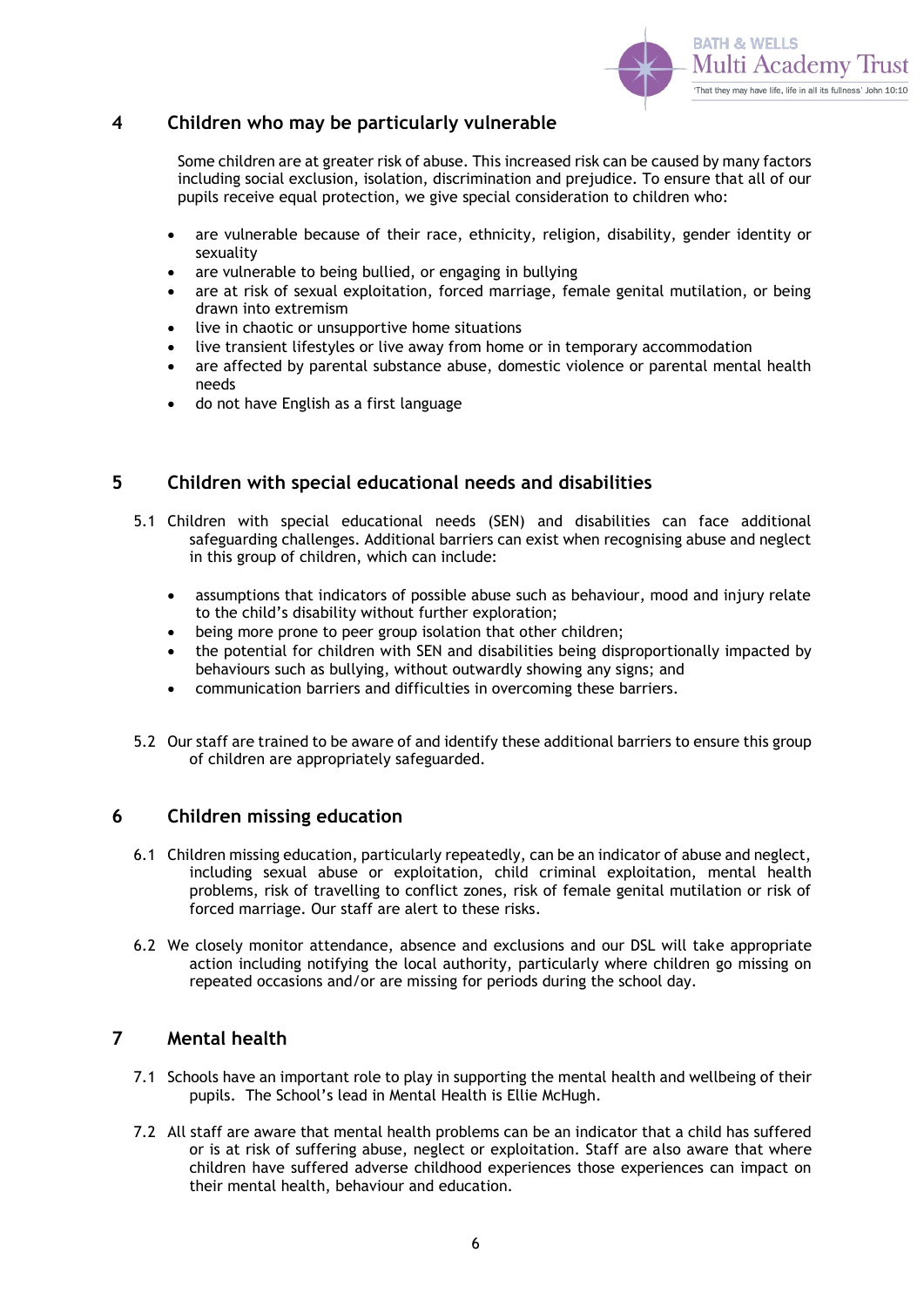## 4 Children who may be particularly vulnerable

Some children are at greater risk of abuse. This increased risk can be caused by many factors including social exclusion, isolation, discrimination and prejudice. To ensure that all of our pupils receive equal protection, we give special consideration to children who:

- are vulnerable because of their race, ethnicity, religion, disability, gender identity or sexuality
- are vulnerable to being bullied, or engaging in bullying
- are at risk of sexual exploitation, forced marriage, female genital mutilation, or being drawn into extremism
- live in chaotic or unsupportive home situations
- live transient lifestyles or live away from home or in temporary accommodation
- are affected by parental substance abuse, domestic violence or parental mental health needs
- do not have English as a first language

## 5 Children with special educational needs and disabilities

5.1 Children with special educational needs (SEN) and disabilities can face additional safeguarding challenges. Additional barriers can exist when recognising abuse and neglect in this group of children, which can include:

- assumptions that indicators of possible abuse such as behaviour, mood and injury relate to the child's disability without further exploration;
- being more prone to peer group isolation that other children;
- the potential for children with SEN and disabilities being disproportionally impacted by behaviours such as bullying, without outwardly showing any signs; and
- communication barriers and difficulties in overcoming these barriers.

5.2 Our staff are trained to be aware of and identify these additional barriers to ensure this group of children are appropriately safeguarded.

## 6 Children missing education

6.1 Children missing education, particularly repeatedly, can be an indicator of abuse and neglect, including sexual abuse or exploitation, child criminal exploitation, mental health problems, risk of travelling to conflict zones, risk of female genital mutilation or risk of forced marriage. Our staff are alert to these risks.

6.2 We closely monitor attendance, absence and exclusions and our DSL will take appropriate action including notifying the local authority, particularly where children go missing on repeated occasions and/or are missing for periods during the school day.

## 7 Mental health

7.1 Schools have an important role to play in supporting the mental health and wellbeing of their pupils. The School's lead in Mental Health is Ellie McHugh.

7.2 All staff are aware that mental health problems can be an indicator that a child has suffered or is at risk of suffering abuse, neglect or exploitation. Staff are also aware that where children have suffered adverse childhood experiences those experiences can impact on their mental health, behaviour and education.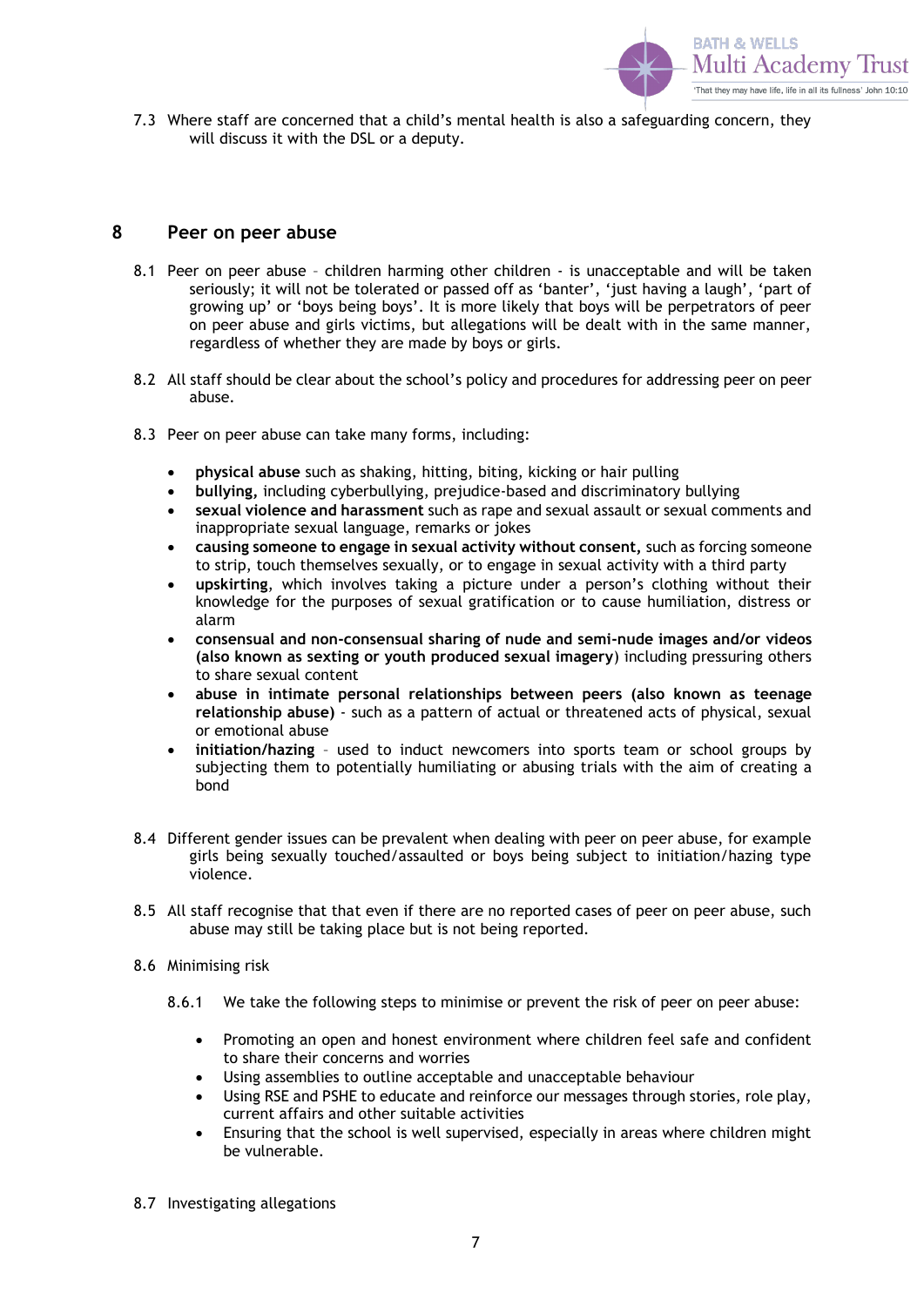7.3 Where staff are concerned that a child's mental health is also a safeguarding concern, they will discuss it with the DSL or a deputy.

## 8 Peer on peer abuse

8.1 Peer on peer abuse – children harming other children - is unacceptable and will be taken seriously; it will not be tolerated or passed off as 'banter', 'just having a laugh', 'part of growing up' or 'boys being boys'. It is more likely that boys will be perpetrators of peer on peer abuse and girls victims, but allegations will be dealt with in the same manner, regardless of whether they are made by boys or girls.

8.2 All staff should be clear about the school's policy and procedures for addressing peer on peer abuse.

8.3 Peer on peer abuse can take many forms, including:

- **physical abuse** such as shaking, hitting, biting, kicking or hair pulling
- **bullying,** including cyberbullying, prejudice-based and discriminatory bullying
- **sexual violence and harassment** such as rape and sexual assault or sexual comments and inappropriate sexual language, remarks or jokes
- **causing someone to engage in sexual activity without consent,** such as forcing someone to strip, touch themselves sexually, or to engage in sexual activity with a third party
- **upskirting**, which involves taking a picture under a person's clothing without their knowledge for the purposes of sexual gratification or to cause humiliation, distress or alarm
- **consensual and non-consensual sharing of nude and semi-nude images and/or videos (also known as sexting or youth produced sexual imagery**) including pressuring others to share sexual content
- **abuse in intimate personal relationships between peers (also known as teenage relationship abuse)** - such as a pattern of actual or threatened acts of physical, sexual or emotional abuse
- **initiation/hazing** – used to induct newcomers into sports team or school groups by subjecting them to potentially humiliating or abusing trials with the aim of creating a bond

8.4 Different gender issues can be prevalent when dealing with peer on peer abuse, for example girls being sexually touched/assaulted or boys being subject to initiation/hazing type violence.

8.5 All staff recognise that that even if there are no reported cases of peer on peer abuse, such abuse may still be taking place but is not being reported.

8.6 Minimising risk

8.6.1 We take the following steps to minimise or prevent the risk of peer on peer abuse:

- Promoting an open and honest environment where children feel safe and confident to share their concerns and worries
- Using assemblies to outline acceptable and unacceptable behaviour
- Using RSE and PSHE to educate and reinforce our messages through stories, role play, current affairs and other suitable activities
- Ensuring that the school is well supervised, especially in areas where children might be vulnerable.

8.7 Investigating allegations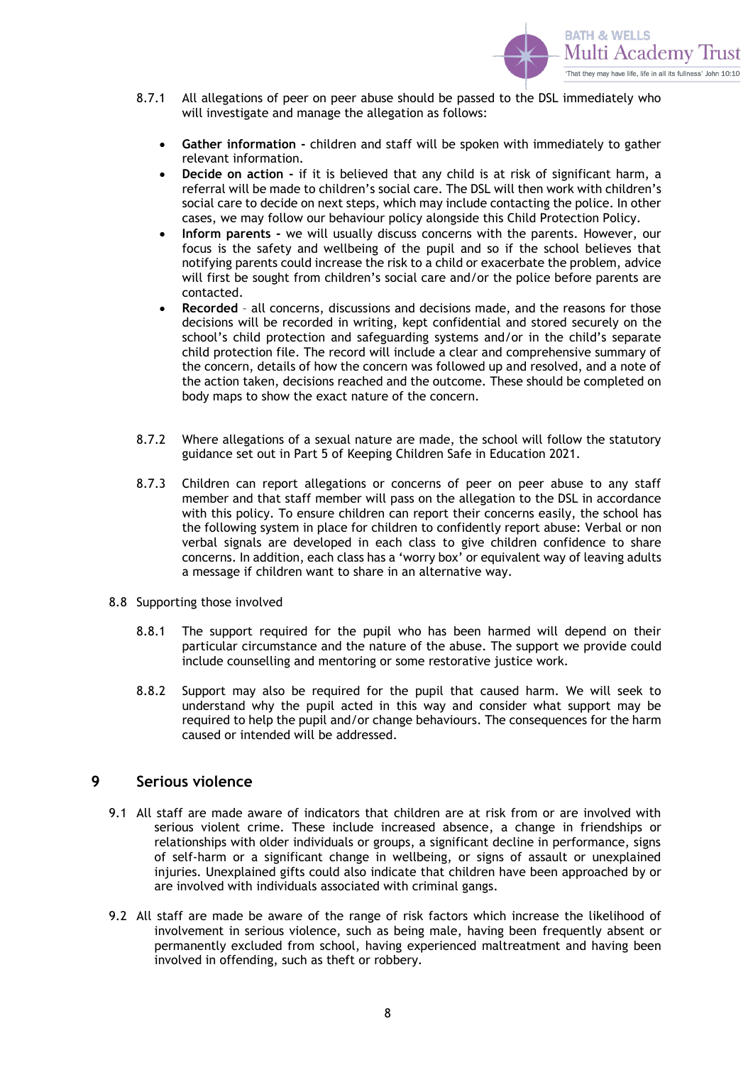8.7.1 All allegations of peer on peer abuse should be passed to the DSL immediately who will investigate and manage the allegation as follows:

- **Gather information -** children and staff will be spoken with immediately to gather relevant information.
- **Decide on action -** if it is believed that any child is at risk of significant harm, a referral will be made to children's social care. The DSL will then work with children's social care to decide on next steps, which may include contacting the police. In other cases, we may follow our behaviour policy alongside this Child Protection Policy.
- **Inform parents -** we will usually discuss concerns with the parents. However, our focus is the safety and wellbeing of the pupil and so if the school believes that notifying parents could increase the risk to a child or exacerbate the problem, advice will first be sought from children's social care and/or the police before parents are contacted.
- **Recorded** – all concerns, discussions and decisions made, and the reasons for those decisions will be recorded in writing, kept confidential and stored securely on the school's child protection and safeguarding systems and/or in the child's separate child protection file. The record will include a clear and comprehensive summary of the concern, details of how the concern was followed up and resolved, and a note of the action taken, decisions reached and the outcome. These should be completed on body maps to show the exact nature of the concern.

8.7.2 Where allegations of a sexual nature are made, the school will follow the statutory guidance set out in Part 5 of Keeping Children Safe in Education 2021.

8.7.3 Children can report allegations or concerns of peer on peer abuse to any staff member and that staff member will pass on the allegation to the DSL in accordance with this policy. To ensure children can report their concerns easily, the school has the following system in place for children to confidently report abuse: Verbal or non verbal signals are developed in each class to give children confidence to share concerns. In addition, each class has a 'worry box' or equivalent way of leaving adults a message if children want to share in an alternative way.

8.8 Supporting those involved

8.8.1 The support required for the pupil who has been harmed will depend on their particular circumstance and the nature of the abuse. The support we provide could include counselling and mentoring or some restorative justice work.

8.8.2 Support may also be required for the pupil that caused harm. We will seek to understand why the pupil acted in this way and consider what support may be required to help the pupil and/or change behaviours. The consequences for the harm caused or intended will be addressed.

## 9 Serious violence

9.1 All staff are made aware of indicators that children are at risk from or are involved with serious violent crime. These include increased absence, a change in friendships or relationships with older individuals or groups, a significant decline in performance, signs of self-harm or a significant change in wellbeing, or signs of assault or unexplained injuries. Unexplained gifts could also indicate that children have been approached by or are involved with individuals associated with criminal gangs.

9.2 All staff are made be aware of the range of risk factors which increase the likelihood of involvement in serious violence, such as being male, having been frequently absent or permanently excluded from school, having experienced maltreatment and having been involved in offending, such as theft or robbery.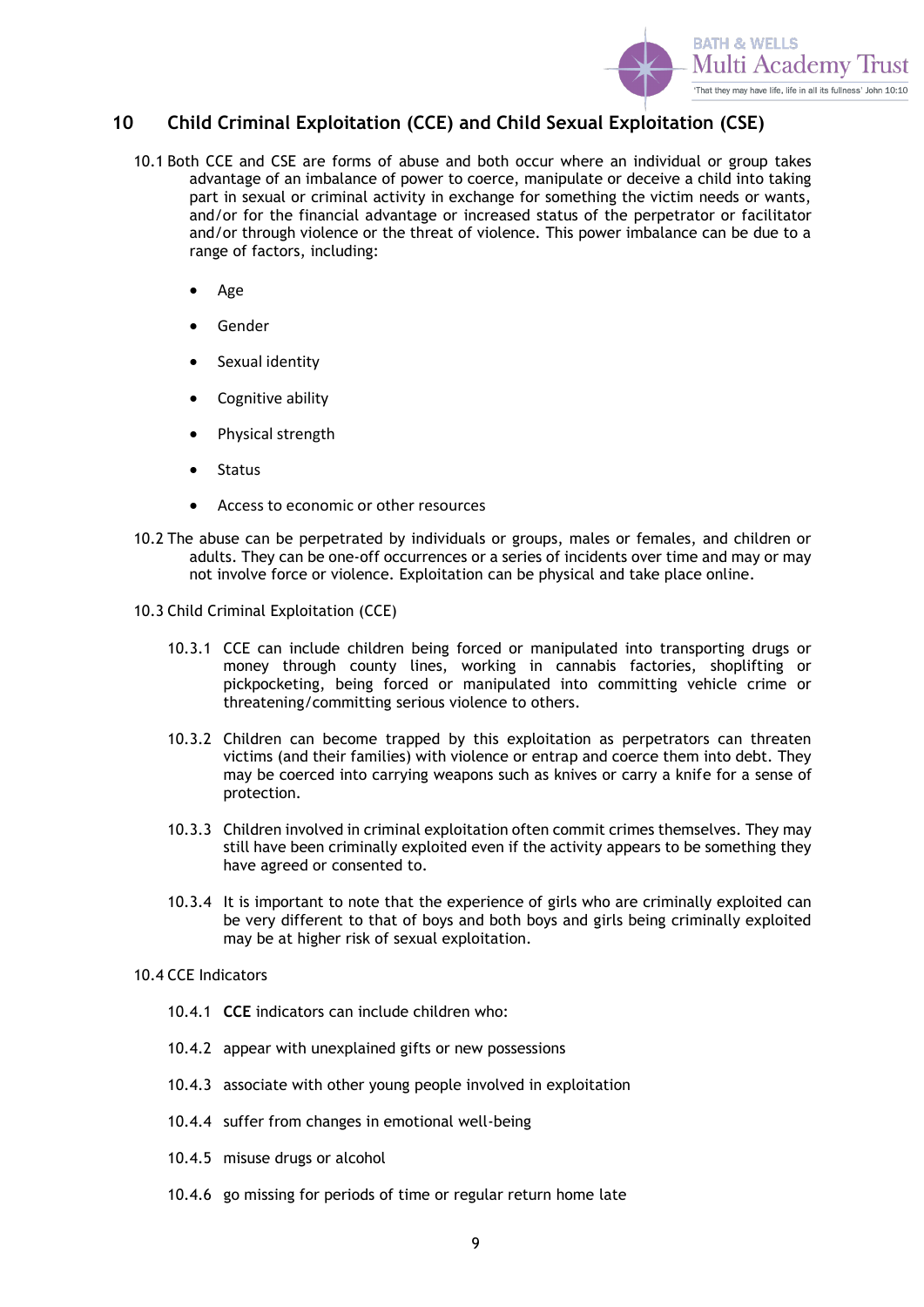## 10 Child Criminal Exploitation (CCE) and Child Sexual Exploitation (CSE)

10.1 Both CCE and CSE are forms of abuse and both occur where an individual or group takes advantage of an imbalance of power to coerce, manipulate or deceive a child into taking part in sexual or criminal activity in exchange for something the victim needs or wants, and/or for the financial advantage or increased status of the perpetrator or facilitator and/or through violence or the threat of violence. This power imbalance can be due to a range of factors, including:

- Age
- Gender
- Sexual identity
- Cognitive ability
- Physical strength
- Status
- Access to economic or other resources

10.2 The abuse can be perpetrated by individuals or groups, males or females, and children or adults. They can be one-off occurrences or a series of incidents over time and may or may not involve force or violence. Exploitation can be physical and take place online.

10.3 Child Criminal Exploitation (CCE)

10.3.1 CCE can include children being forced or manipulated into transporting drugs or money through county lines, working in cannabis factories, shoplifting or pickpocketing, being forced or manipulated into committing vehicle crime or threatening/committing serious violence to others.

10.3.2 Children can become trapped by this exploitation as perpetrators can threaten victims (and their families) with violence or entrap and coerce them into debt. They may be coerced into carrying weapons such as knives or carry a knife for a sense of protection.

10.3.3 Children involved in criminal exploitation often commit crimes themselves. They may still have been criminally exploited even if the activity appears to be something they have agreed or consented to.

10.3.4 It is important to note that the experience of girls who are criminally exploited can be very different to that of boys and both boys and girls being criminally exploited may be at higher risk of sexual exploitation.

10.4 CCE Indicators

10.4.1 **CCE** indicators can include children who:

10.4.2 appear with unexplained gifts or new possessions

10.4.3 associate with other young people involved in exploitation

10.4.4 suffer from changes in emotional well-being

10.4.5 misuse drugs or alcohol

10.4.6 go missing for periods of time or regular return home late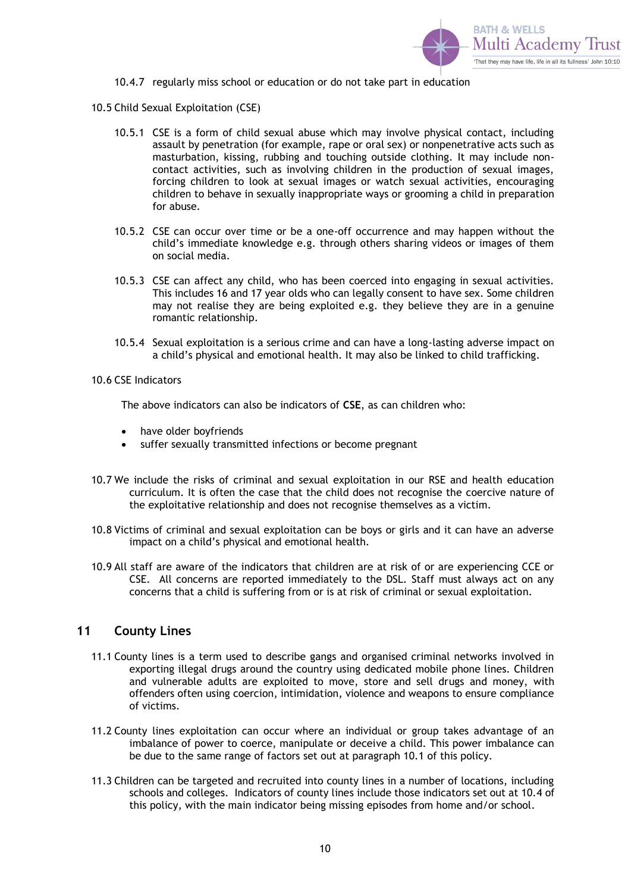10.4.7 regularly miss school or education or do not take part in education

10.5 Child Sexual Exploitation (CSE)

10.5.1 CSE is a form of child sexual abuse which may involve physical contact, including assault by penetration (for example, rape or oral sex) or nonpenetrative acts such as masturbation, kissing, rubbing and touching outside clothing. It may include non-contact activities, such as involving children in the production of sexual images, forcing children to look at sexual images or watch sexual activities, encouraging children to behave in sexually inappropriate ways or grooming a child in preparation for abuse.

10.5.2 CSE can occur over time or be a one-off occurrence and may happen without the child's immediate knowledge e.g. through others sharing videos or images of them on social media.

10.5.3 CSE can affect any child, who has been coerced into engaging in sexual activities. This includes 16 and 17 year olds who can legally consent to have sex. Some children may not realise they are being exploited e.g. they believe they are in a genuine romantic relationship.

10.5.4 Sexual exploitation is a serious crime and can have a long-lasting adverse impact on a child's physical and emotional health. It may also be linked to child trafficking.

10.6 CSE Indicators

The above indicators can also be indicators of **CSE**, as can children who:

- have older boyfriends
- suffer sexually transmitted infections or become pregnant

10.7 We include the risks of criminal and sexual exploitation in our RSE and health education curriculum. It is often the case that the child does not recognise the coercive nature of the exploitative relationship and does not recognise themselves as a victim.

10.8 Victims of criminal and sexual exploitation can be boys or girls and it can have an adverse impact on a child's physical and emotional health.

10.9 All staff are aware of the indicators that children are at risk of or are experiencing CCE or CSE. All concerns are reported immediately to the DSL. Staff must always act on any concerns that a child is suffering from or is at risk of criminal or sexual exploitation.

## 11 County Lines

11.1 County lines is a term used to describe gangs and organised criminal networks involved in exporting illegal drugs around the country using dedicated mobile phone lines. Children and vulnerable adults are exploited to move, store and sell drugs and money, with offenders often using coercion, intimidation, violence and weapons to ensure compliance of victims.

11.2 County lines exploitation can occur where an individual or group takes advantage of an imbalance of power to coerce, manipulate or deceive a child. This power imbalance can be due to the same range of factors set out at paragraph 10.1 of this policy.

11.3 Children can be targeted and recruited into county lines in a number of locations, including schools and colleges. Indicators of county lines include those indicators set out at 10.4 of this policy, with the main indicator being missing episodes from home and/or school.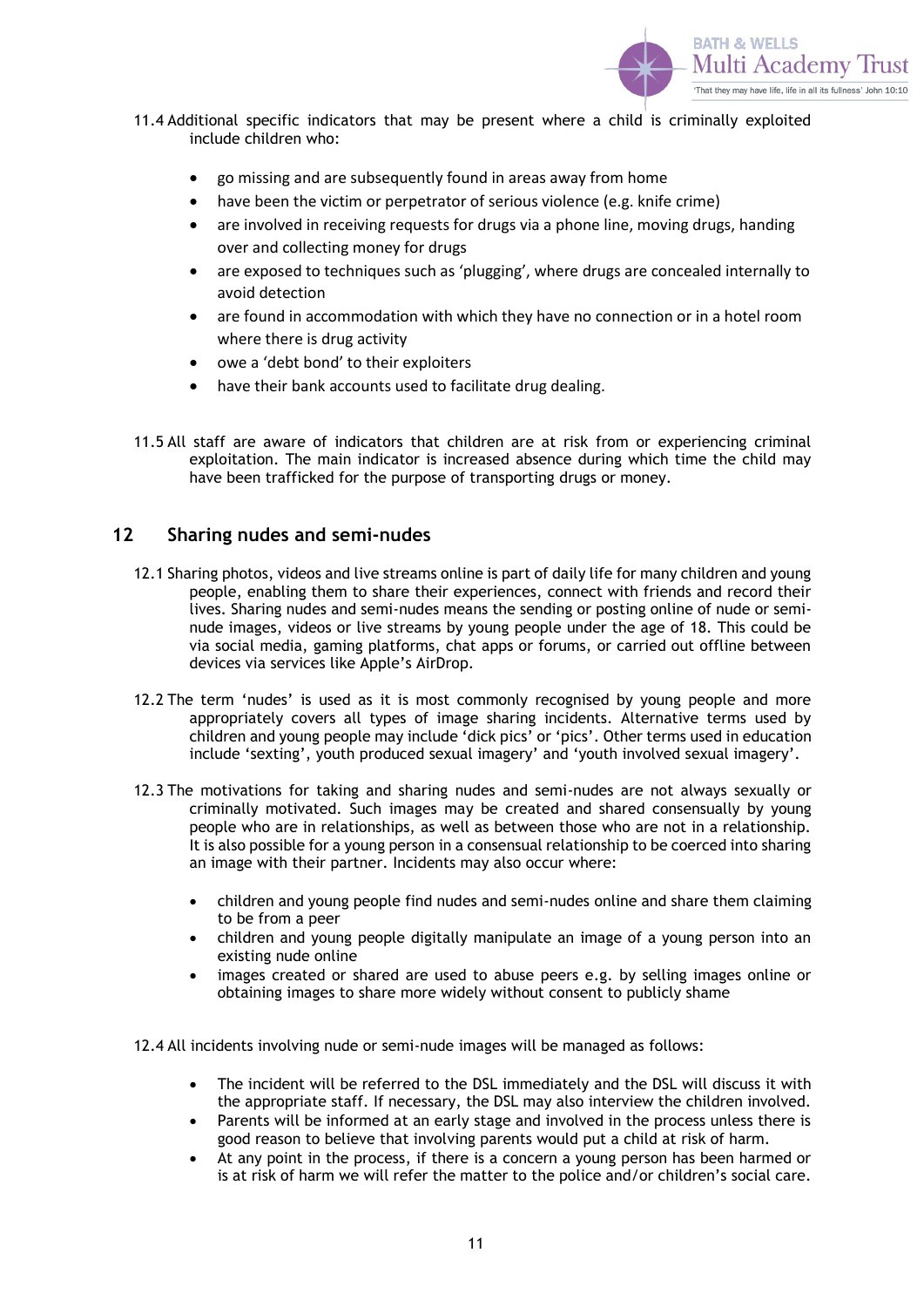11.4 Additional specific indicators that may be present where a child is criminally exploited include children who:

- go missing and are subsequently found in areas away from home
- have been the victim or perpetrator of serious violence (e.g. knife crime)
- are involved in receiving requests for drugs via a phone line, moving drugs, handing over and collecting money for drugs
- are exposed to techniques such as 'plugging', where drugs are concealed internally to avoid detection
- are found in accommodation with which they have no connection or in a hotel room where there is drug activity
- owe a 'debt bond' to their exploiters
- have their bank accounts used to facilitate drug dealing.

11.5 All staff are aware of indicators that children are at risk from or experiencing criminal exploitation. The main indicator is increased absence during which time the child may have been trafficked for the purpose of transporting drugs or money.

## 12 Sharing nudes and semi-nudes

12.1 Sharing photos, videos and live streams online is part of daily life for many children and young people, enabling them to share their experiences, connect with friends and record their lives. Sharing nudes and semi-nudes means the sending or posting online of nude or semi-nude images, videos or live streams by young people under the age of 18. This could be via social media, gaming platforms, chat apps or forums, or carried out offline between devices via services like Apple's AirDrop.

12.2 The term 'nudes' is used as it is most commonly recognised by young people and more appropriately covers all types of image sharing incidents. Alternative terms used by children and young people may include 'dick pics' or 'pics'. Other terms used in education include 'sexting', youth produced sexual imagery' and 'youth involved sexual imagery'.

12.3 The motivations for taking and sharing nudes and semi-nudes are not always sexually or criminally motivated. Such images may be created and shared consensually by young people who are in relationships, as well as between those who are not in a relationship. It is also possible for a young person in a consensual relationship to be coerced into sharing an image with their partner. Incidents may also occur where:

- children and young people find nudes and semi-nudes online and share them claiming to be from a peer
- children and young people digitally manipulate an image of a young person into an existing nude online
- images created or shared are used to abuse peers e.g. by selling images online or obtaining images to share more widely without consent to publicly shame

12.4 All incidents involving nude or semi-nude images will be managed as follows:

- The incident will be referred to the DSL immediately and the DSL will discuss it with the appropriate staff. If necessary, the DSL may also interview the children involved.
- Parents will be informed at an early stage and involved in the process unless there is good reason to believe that involving parents would put a child at risk of harm.
- At any point in the process, if there is a concern a young person has been harmed or is at risk of harm we will refer the matter to the police and/or children's social care.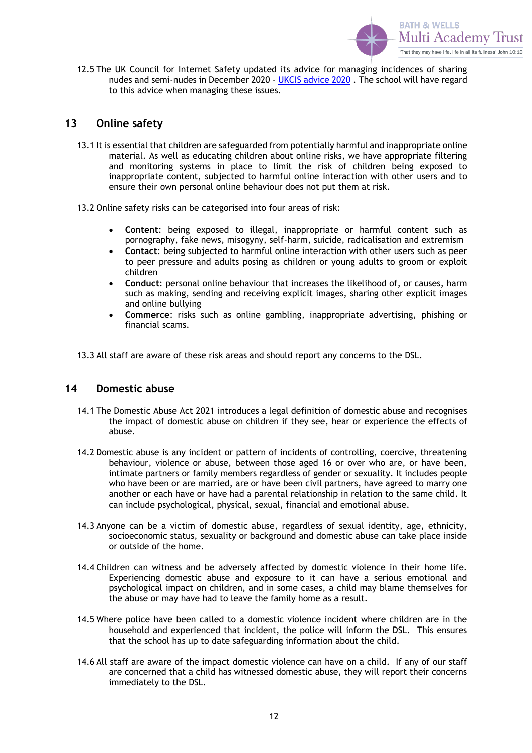12.5 The UK Council for Internet Safety updated its advice for managing incidences of sharing nudes and semi-nudes in December 2020 - [UKCIS advice 2020](UKCIS advice 2020) . The school will have regard to this advice when managing these issues.

## 13 Online safety

13.1 It is essential that children are safeguarded from potentially harmful and inappropriate online material. As well as educating children about online risks, we have appropriate filtering and monitoring systems in place to limit the risk of children being exposed to inappropriate content, subjected to harmful online interaction with other users and to ensure their own personal online behaviour does not put them at risk.

13.2 Online safety risks can be categorised into four areas of risk:

- **Content**: being exposed to illegal, inappropriate or harmful content such as pornography, fake news, misogyny, self-harm, suicide, radicalisation and extremism
- **Contact**: being subjected to harmful online interaction with other users such as peer to peer pressure and adults posing as children or young adults to groom or exploit children
- **Conduct**: personal online behaviour that increases the likelihood of, or causes, harm such as making, sending and receiving explicit images, sharing other explicit images and online bullying
- **Commerce**: risks such as online gambling, inappropriate advertising, phishing or financial scams.

13.3 All staff are aware of these risk areas and should report any concerns to the DSL.

## 14 Domestic abuse

14.1 The Domestic Abuse Act 2021 introduces a legal definition of domestic abuse and recognises the impact of domestic abuse on children if they see, hear or experience the effects of abuse.

14.2 Domestic abuse is any incident or pattern of incidents of controlling, coercive, threatening behaviour, violence or abuse, between those aged 16 or over who are, or have been, intimate partners or family members regardless of gender or sexuality. It includes people who have been or are married, are or have been civil partners, have agreed to marry one another or each have or have had a parental relationship in relation to the same child. It can include psychological, physical, sexual, financial and emotional abuse.

14.3 Anyone can be a victim of domestic abuse, regardless of sexual identity, age, ethnicity, socioeconomic status, sexuality or background and domestic abuse can take place inside or outside of the home.

14.4 Children can witness and be adversely affected by domestic violence in their home life. Experiencing domestic abuse and exposure to it can have a serious emotional and psychological impact on children, and in some cases, a child may blame themselves for the abuse or may have had to leave the family home as a result.

14.5 Where police have been called to a domestic violence incident where children are in the household and experienced that incident, the police will inform the DSL. This ensures that the school has up to date safeguarding information about the child.

14.6 All staff are aware of the impact domestic violence can have on a child. If any of our staff are concerned that a child has witnessed domestic abuse, they will report their concerns immediately to the DSL.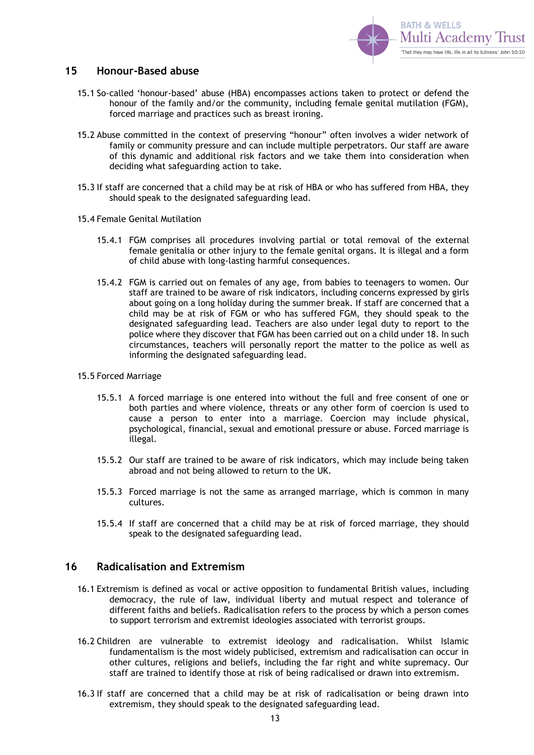## 15 Honour-Based abuse

15.1 So-called 'honour-based' abuse (HBA) encompasses actions taken to protect or defend the honour of the family and/or the community, including female genital mutilation (FGM), forced marriage and practices such as breast ironing.

15.2 Abuse committed in the context of preserving "honour" often involves a wider network of family or community pressure and can include multiple perpetrators. Our staff are aware of this dynamic and additional risk factors and we take them into consideration when deciding what safeguarding action to take.

15.3 If staff are concerned that a child may be at risk of HBA or who has suffered from HBA, they should speak to the designated safeguarding lead.

15.4 Female Genital Mutilation

15.4.1 FGM comprises all procedures involving partial or total removal of the external female genitalia or other injury to the female genital organs. It is illegal and a form of child abuse with long-lasting harmful consequences.

15.4.2 FGM is carried out on females of any age, from babies to teenagers to women. Our staff are trained to be aware of risk indicators, including concerns expressed by girls about going on a long holiday during the summer break. If staff are concerned that a child may be at risk of FGM or who has suffered FGM, they should speak to the designated safeguarding lead. Teachers are also under legal duty to report to the police where they discover that FGM has been carried out on a child under 18. In such circumstances, teachers will personally report the matter to the police as well as informing the designated safeguarding lead.

15.5 Forced Marriage

15.5.1 A forced marriage is one entered into without the full and free consent of one or both parties and where violence, threats or any other form of coercion is used to cause a person to enter into a marriage. Coercion may include physical, psychological, financial, sexual and emotional pressure or abuse. Forced marriage is illegal.

15.5.2 Our staff are trained to be aware of risk indicators, which may include being taken abroad and not being allowed to return to the UK.

15.5.3 Forced marriage is not the same as arranged marriage, which is common in many cultures.

15.5.4 If staff are concerned that a child may be at risk of forced marriage, they should speak to the designated safeguarding lead.

## 16 Radicalisation and Extremism

16.1 Extremism is defined as vocal or active opposition to fundamental British values, including democracy, the rule of law, individual liberty and mutual respect and tolerance of different faiths and beliefs. Radicalisation refers to the process by which a person comes to support terrorism and extremist ideologies associated with terrorist groups.

16.2 Children are vulnerable to extremist ideology and radicalisation. Whilst Islamic fundamentalism is the most widely publicised, extremism and radicalisation can occur in other cultures, religions and beliefs, including the far right and white supremacy. Our staff are trained to identify those at risk of being radicalised or drawn into extremism.

16.3 If staff are concerned that a child may be at risk of radicalisation or being drawn into extremism, they should speak to the designated safeguarding lead.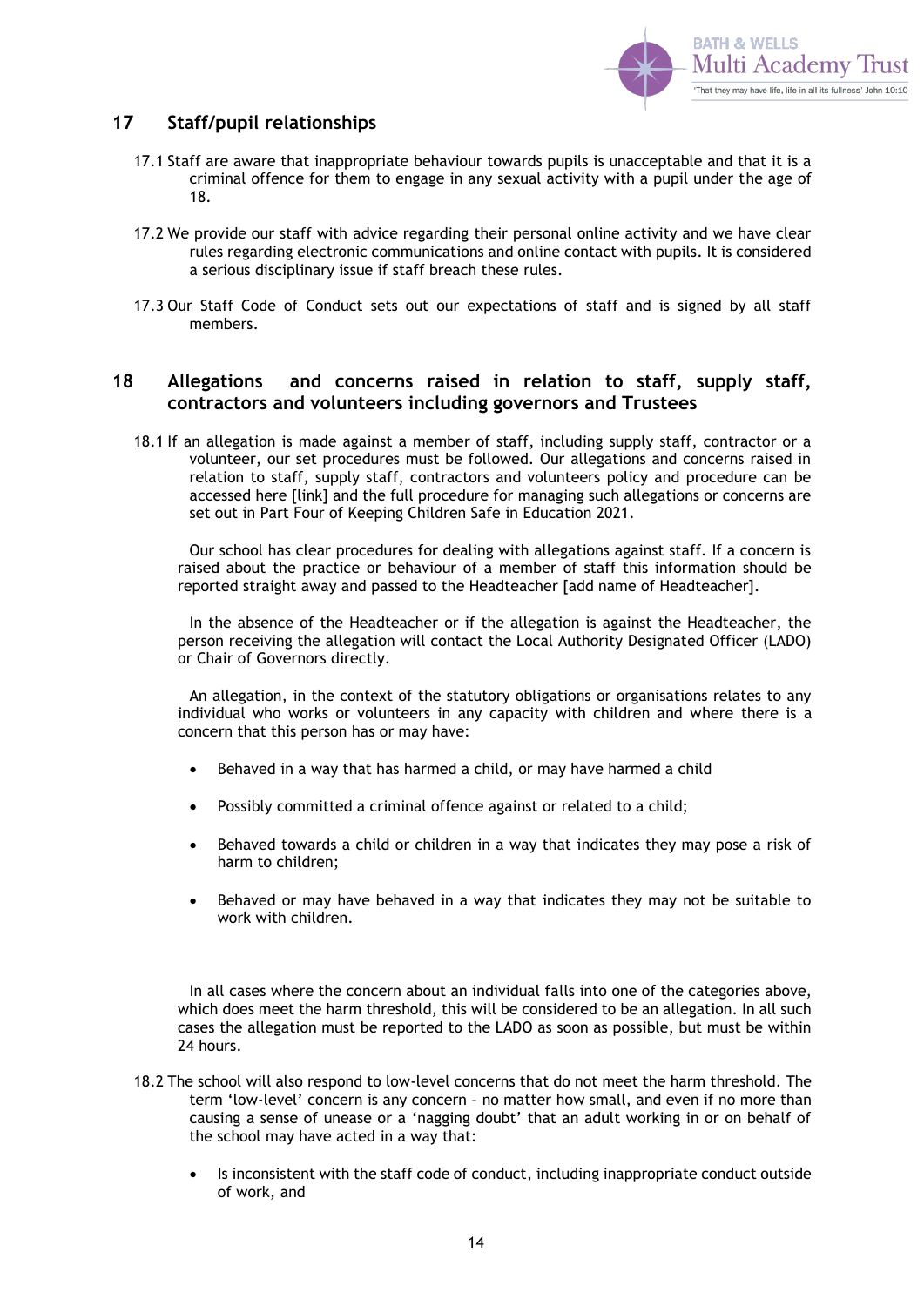## 17 Staff/pupil relationships

17.1 Staff are aware that inappropriate behaviour towards pupils is unacceptable and that it is a criminal offence for them to engage in any sexual activity with a pupil under the age of 18.

17.2 We provide our staff with advice regarding their personal online activity and we have clear rules regarding electronic communications and online contact with pupils. It is considered a serious disciplinary issue if staff breach these rules.

17.3 Our Staff Code of Conduct sets out our expectations of staff and is signed by all staff members.

## 18 Allegations and concerns raised in relation to staff, supply staff, contractors and volunteers including governors and Trustees

18.1 If an allegation is made against a member of staff, including supply staff, contractor or a volunteer, our set procedures must be followed. Our allegations and concerns raised in relation to staff, supply staff, contractors and volunteers policy and procedure can be accessed here [link] and the full procedure for managing such allegations or concerns are set out in Part Four of Keeping Children Safe in Education 2021.

Our school has clear procedures for dealing with allegations against staff. If a concern is raised about the practice or behaviour of a member of staff this information should be reported straight away and passed to the Headteacher [add name of Headteacher].

In the absence of the Headteacher or if the allegation is against the Headteacher, the person receiving the allegation will contact the Local Authority Designated Officer (LADO) or Chair of Governors directly.

An allegation, in the context of the statutory obligations or organisations relates to any individual who works or volunteers in any capacity with children and where there is a concern that this person has or may have:

- Behaved in a way that has harmed a child, or may have harmed a child
- Possibly committed a criminal offence against or related to a child;
- Behaved towards a child or children in a way that indicates they may pose a risk of harm to children;
- Behaved or may have behaved in a way that indicates they may not be suitable to work with children.

In all cases where the concern about an individual falls into one of the categories above, which does meet the harm threshold, this will be considered to be an allegation. In all such cases the allegation must be reported to the LADO as soon as possible, but must be within 24 hours.

18.2 The school will also respond to low-level concerns that do not meet the harm threshold. The term 'low-level' concern is any concern – no matter how small, and even if no more than causing a sense of unease or a 'nagging doubt' that an adult working in or on behalf of the school may have acted in a way that:

- Is inconsistent with the staff code of conduct, including inappropriate conduct outside of work, and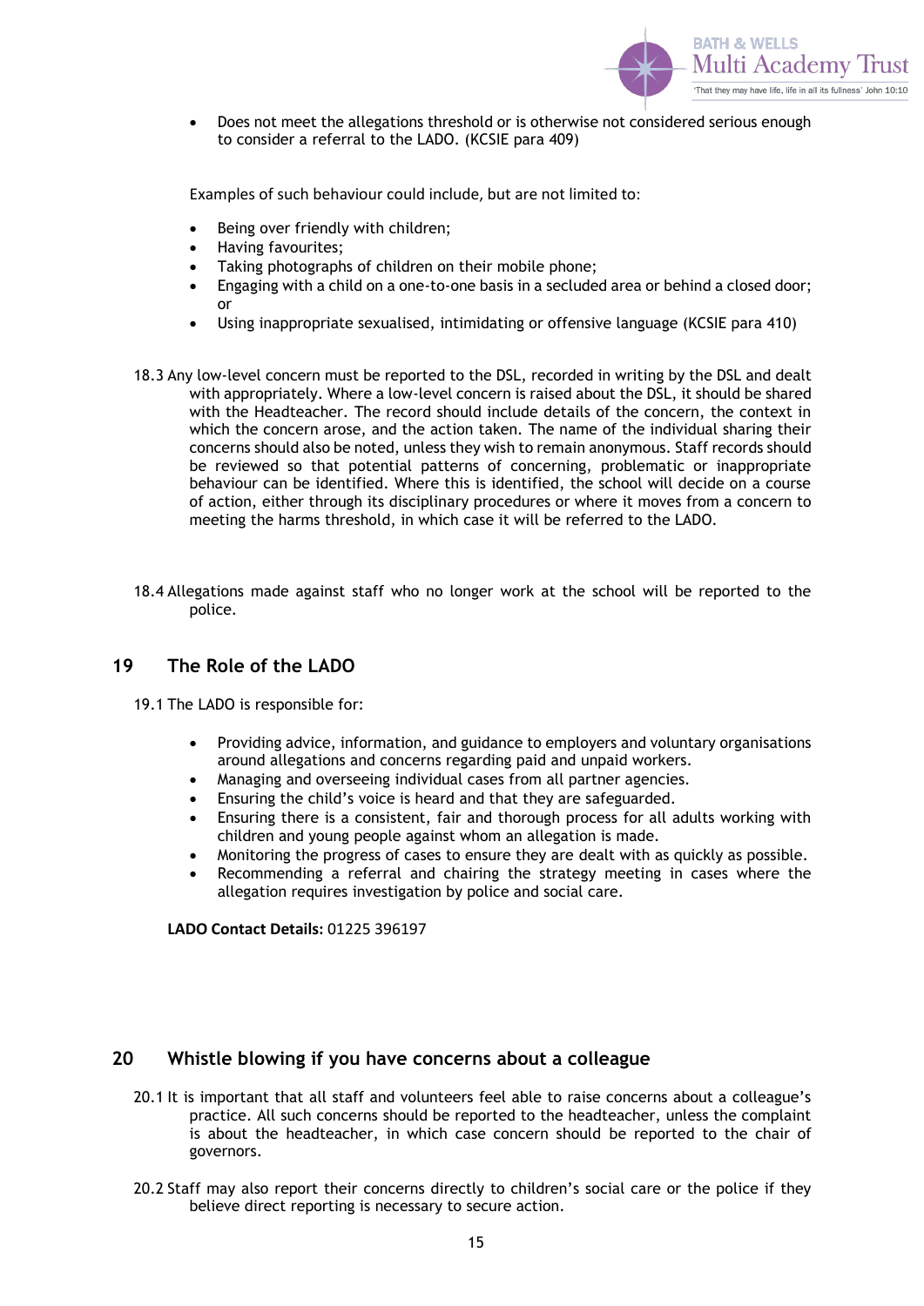- Does not meet the allegations threshold or is otherwise not considered serious enough to consider a referral to the LADO. (KCSIE para 409)

Examples of such behaviour could include, but are not limited to:

- Being over friendly with children;
- Having favourites;
- Taking photographs of children on their mobile phone;
- Engaging with a child on a one-to-one basis in a secluded area or behind a closed door; or
- Using inappropriate sexualised, intimidating or offensive language (KCSIE para 410)

18.3 Any low-level concern must be reported to the DSL, recorded in writing by the DSL and dealt with appropriately. Where a low-level concern is raised about the DSL, it should be shared with the Headteacher. The record should include details of the concern, the context in which the concern arose, and the action taken. The name of the individual sharing their concerns should also be noted, unless they wish to remain anonymous. Staff records should be reviewed so that potential patterns of concerning, problematic or inappropriate behaviour can be identified. Where this is identified, the school will decide on a course of action, either through its disciplinary procedures or where it moves from a concern to meeting the harms threshold, in which case it will be referred to the LADO.

18.4 Allegations made against staff who no longer work at the school will be reported to the police.

## 19 The Role of the LADO

19.1 The LADO is responsible for:

- Providing advice, information, and guidance to employers and voluntary organisations around allegations and concerns regarding paid and unpaid workers.
- Managing and overseeing individual cases from all partner agencies.
- Ensuring the child's voice is heard and that they are safeguarded.
- Ensuring there is a consistent, fair and thorough process for all adults working with children and young people against whom an allegation is made.
- Monitoring the progress of cases to ensure they are dealt with as quickly as possible.
- Recommending a referral and chairing the strategy meeting in cases where the allegation requires investigation by police and social care.

**LADO Contact Details:** 01225 396197

## 20 Whistle blowing if you have concerns about a colleague

20.1 It is important that all staff and volunteers feel able to raise concerns about a colleague's practice. All such concerns should be reported to the headteacher, unless the complaint is about the headteacher, in which case concern should be reported to the chair of governors.

20.2 Staff may also report their concerns directly to children's social care or the police if they believe direct reporting is necessary to secure action.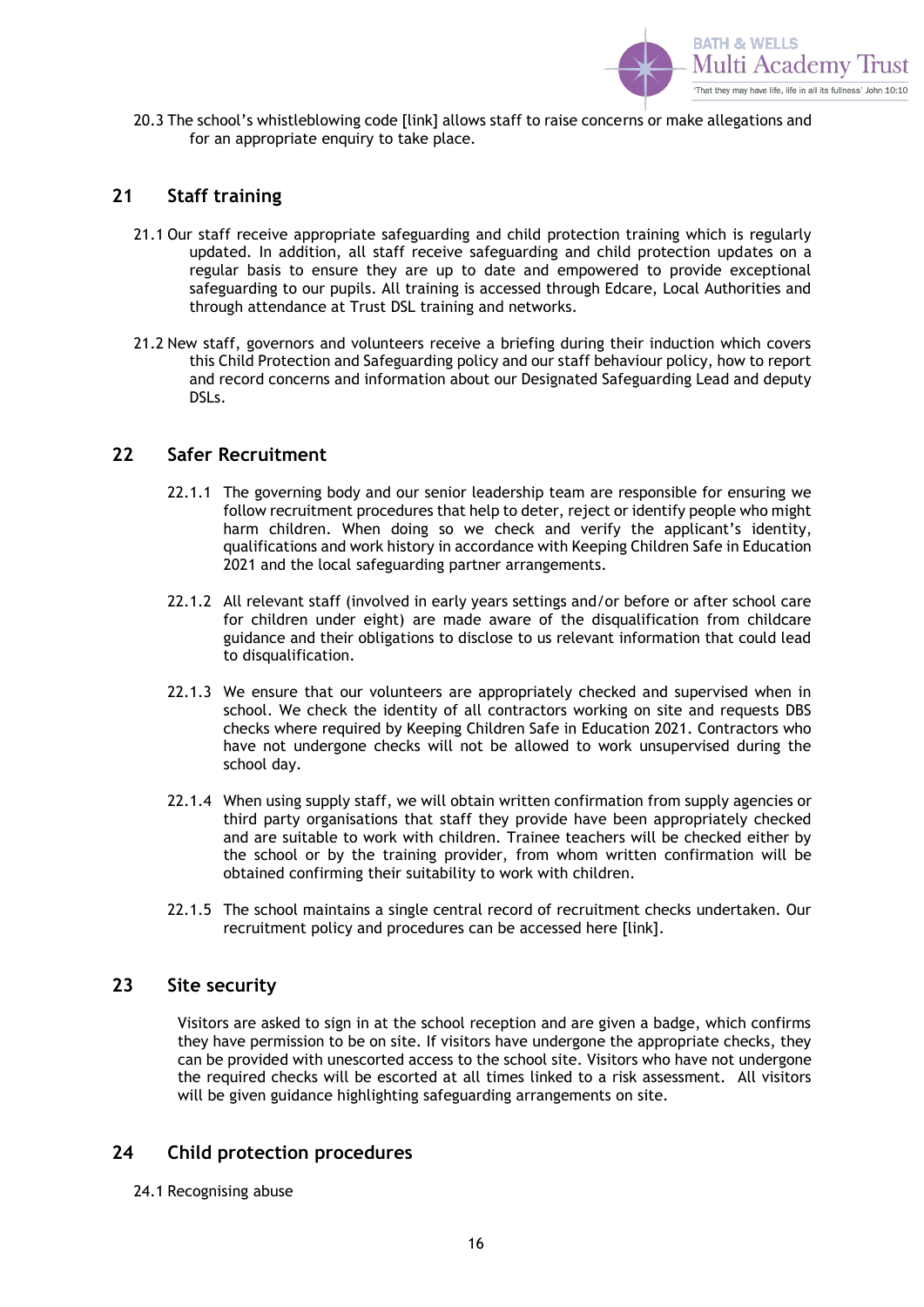20.3 The school's whistleblowing code [link] allows staff to raise concerns or make allegations and for an appropriate enquiry to take place.

## 21 Staff training

21.1 Our staff receive appropriate safeguarding and child protection training which is regularly updated. In addition, all staff receive safeguarding and child protection updates on a regular basis to ensure they are up to date and empowered to provide exceptional safeguarding to our pupils. All training is accessed through Edcare, Local Authorities and through attendance at Trust DSL training and networks.

21.2 New staff, governors and volunteers receive a briefing during their induction which covers this Child Protection and Safeguarding policy and our staff behaviour policy, how to report and record concerns and information about our Designated Safeguarding Lead and deputy DSLs.

## 22 Safer Recruitment

22.1.1 The governing body and our senior leadership team are responsible for ensuring we follow recruitment procedures that help to deter, reject or identify people who might harm children. When doing so we check and verify the applicant's identity, qualifications and work history in accordance with Keeping Children Safe in Education 2021 and the local safeguarding partner arrangements.

22.1.2 All relevant staff (involved in early years settings and/or before or after school care for children under eight) are made aware of the disqualification from childcare guidance and their obligations to disclose to us relevant information that could lead to disqualification.

22.1.3 We ensure that our volunteers are appropriately checked and supervised when in school. We check the identity of all contractors working on site and requests DBS checks where required by Keeping Children Safe in Education 2021. Contractors who have not undergone checks will not be allowed to work unsupervised during the school day.

22.1.4 When using supply staff, we will obtain written confirmation from supply agencies or third party organisations that staff they provide have been appropriately checked and are suitable to work with children. Trainee teachers will be checked either by the school or by the training provider, from whom written confirmation will be obtained confirming their suitability to work with children.

22.1.5 The school maintains a single central record of recruitment checks undertaken. Our recruitment policy and procedures can be accessed here [link].

## 23 Site security

Visitors are asked to sign in at the school reception and are given a badge, which confirms they have permission to be on site. If visitors have undergone the appropriate checks, they can be provided with unescorted access to the school site. Visitors who have not undergone the required checks will be escorted at all times linked to a risk assessment. All visitors will be given guidance highlighting safeguarding arrangements on site.

## 24 Child protection procedures

24.1 Recognising abuse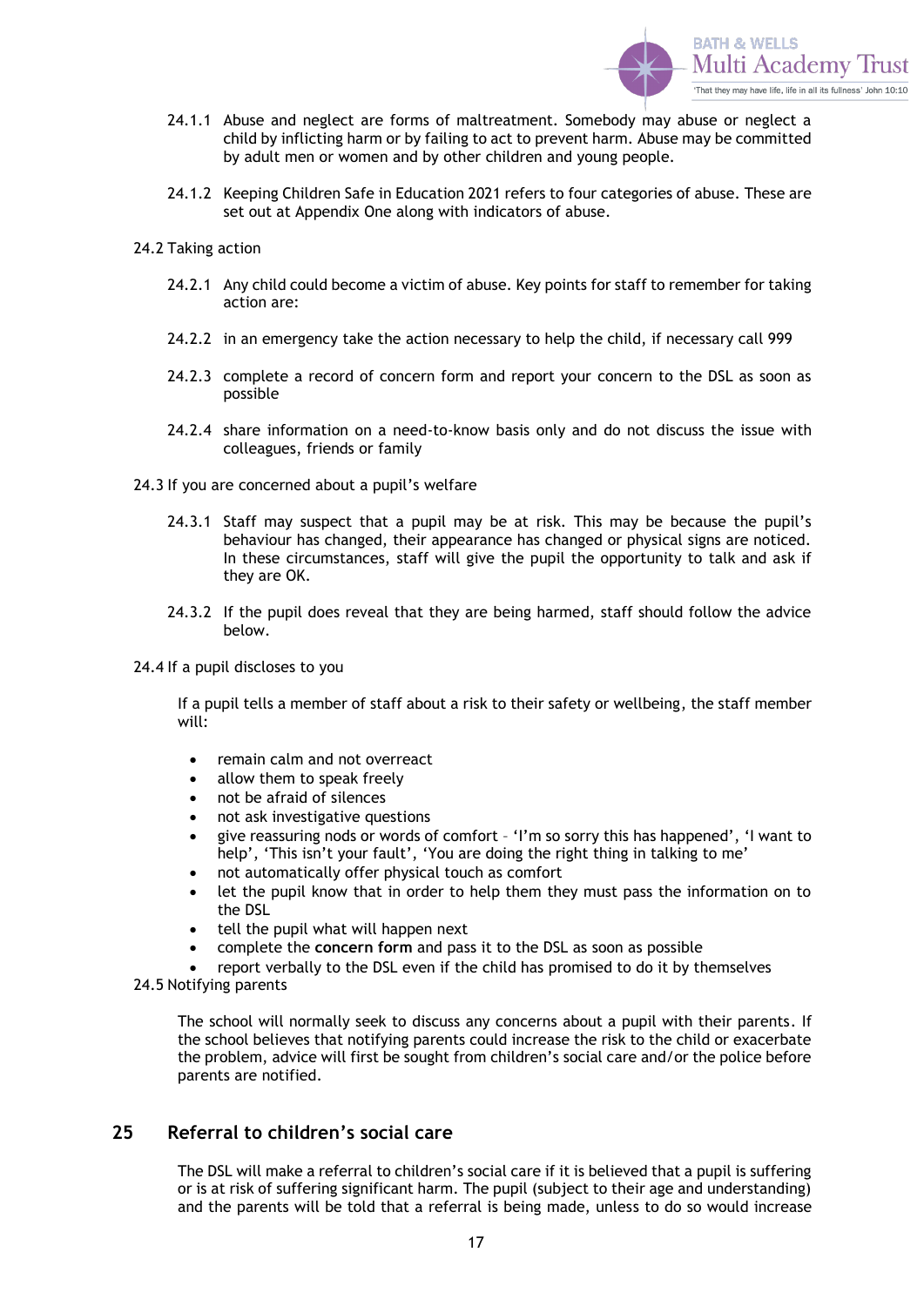24.1.1 Abuse and neglect are forms of maltreatment. Somebody may abuse or neglect a child by inflicting harm or by failing to act to prevent harm. Abuse may be committed by adult men or women and by other children and young people.

24.1.2 Keeping Children Safe in Education 2021 refers to four categories of abuse. These are set out at Appendix One along with indicators of abuse.

24.2 Taking action

24.2.1 Any child could become a victim of abuse. Key points for staff to remember for taking action are:

24.2.2 in an emergency take the action necessary to help the child, if necessary call 999

24.2.3 complete a record of concern form and report your concern to the DSL as soon as possible

24.2.4 share information on a need-to-know basis only and do not discuss the issue with colleagues, friends or family

24.3 If you are concerned about a pupil's welfare

24.3.1 Staff may suspect that a pupil may be at risk. This may be because the pupil's behaviour has changed, their appearance has changed or physical signs are noticed. In these circumstances, staff will give the pupil the opportunity to talk and ask if they are OK.

24.3.2 If the pupil does reveal that they are being harmed, staff should follow the advice below.

24.4 If a pupil discloses to you

If a pupil tells a member of staff about a risk to their safety or wellbeing, the staff member will:

- remain calm and not overreact
- allow them to speak freely
- not be afraid of silences
- not ask investigative questions
- give reassuring nods or words of comfort – 'I'm so sorry this has happened', 'I want to help', 'This isn't your fault', 'You are doing the right thing in talking to me'
- not automatically offer physical touch as comfort
- let the pupil know that in order to help them they must pass the information on to the DSL
- tell the pupil what will happen next
- complete the **concern form** and pass it to the DSL as soon as possible
- report verbally to the DSL even if the child has promised to do it by themselves

24.5 Notifying parents

The school will normally seek to discuss any concerns about a pupil with their parents. If the school believes that notifying parents could increase the risk to the child or exacerbate the problem, advice will first be sought from children's social care and/or the police before parents are notified.

## 25 Referral to children's social care

The DSL will make a referral to children's social care if it is believed that a pupil is suffering or is at risk of suffering significant harm. The pupil (subject to their age and understanding) and the parents will be told that a referral is being made, unless to do so would increase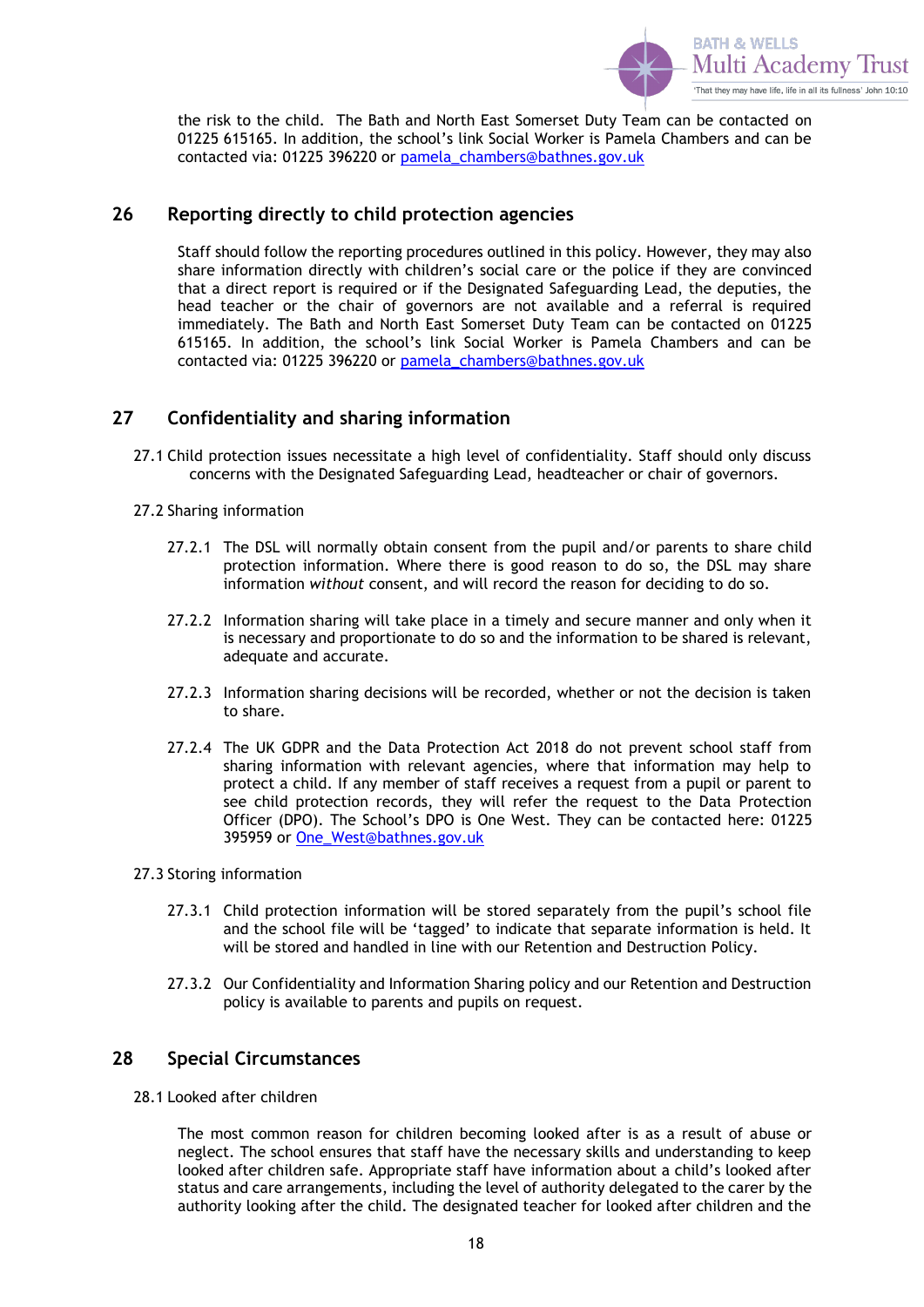the risk to the child. The Bath and North East Somerset Duty Team can be contacted on 01225 615165. In addition, the school's link Social Worker is Pamela Chambers and can be contacted via: 01225 396220 or pamela_chambers@bathnes.gov.uk

## 26 Reporting directly to child protection agencies

Staff should follow the reporting procedures outlined in this policy. However, they may also share information directly with children's social care or the police if they are convinced that a direct report is required or if the Designated Safeguarding Lead, the deputies, the head teacher or the chair of governors are not available and a referral is required immediately. The Bath and North East Somerset Duty Team can be contacted on 01225 615165. In addition, the school's link Social Worker is Pamela Chambers and can be contacted via: 01225 396220 or pamela_chambers@bathnes.gov.uk

## 27 Confidentiality and sharing information

27.1 Child protection issues necessitate a high level of confidentiality. Staff should only discuss concerns with the Designated Safeguarding Lead, headteacher or chair of governors.

27.2 Sharing information

27.2.1 The DSL will normally obtain consent from the pupil and/or parents to share child protection information. Where there is good reason to do so, the DSL may share information *without* consent, and will record the reason for deciding to do so.

27.2.2 Information sharing will take place in a timely and secure manner and only when it is necessary and proportionate to do so and the information to be shared is relevant, adequate and accurate.

27.2.3 Information sharing decisions will be recorded, whether or not the decision is taken to share.

27.2.4 The UK GDPR and the Data Protection Act 2018 do not prevent school staff from sharing information with relevant agencies, where that information may help to protect a child. If any member of staff receives a request from a pupil or parent to see child protection records, they will refer the request to the Data Protection Officer (DPO). The School's DPO is One West. They can be contacted here: 01225 395959 or One_West@bathnes.gov.uk

27.3 Storing information

27.3.1 Child protection information will be stored separately from the pupil's school file and the school file will be 'tagged' to indicate that separate information is held. It will be stored and handled in line with our Retention and Destruction Policy.

27.3.2 Our Confidentiality and Information Sharing policy and our Retention and Destruction policy is available to parents and pupils on request.

## 28 Special Circumstances

28.1 Looked after children

The most common reason for children becoming looked after is as a result of abuse or neglect. The school ensures that staff have the necessary skills and understanding to keep looked after children safe. Appropriate staff have information about a child's looked after status and care arrangements, including the level of authority delegated to the carer by the authority looking after the child. The designated teacher for looked after children and the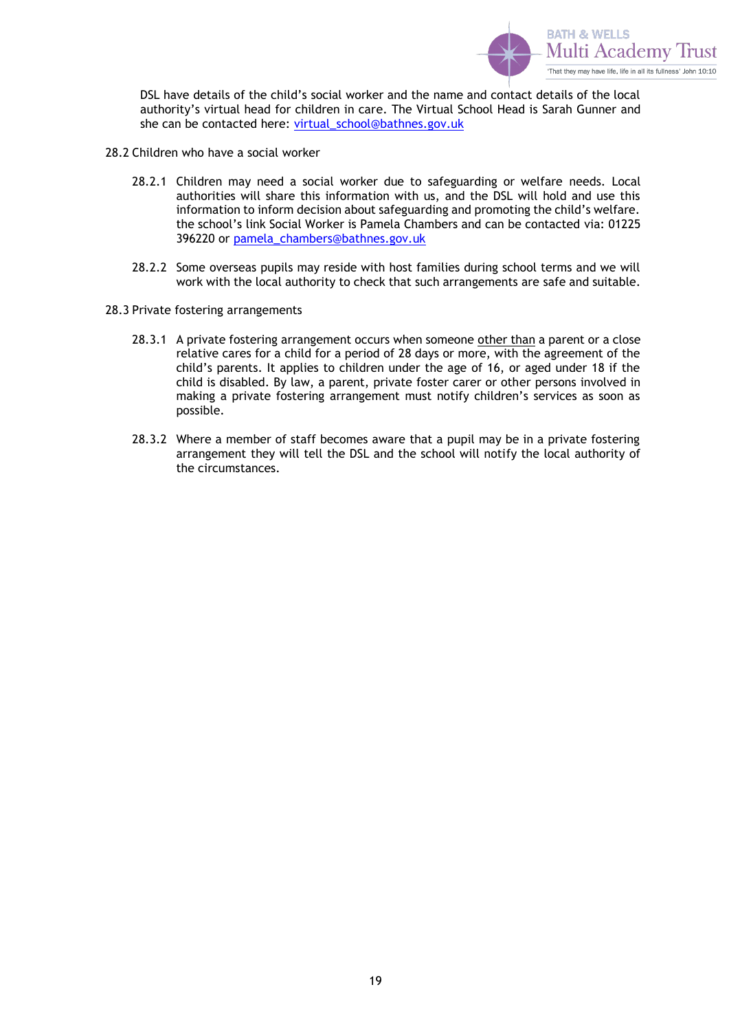DSL have details of the child's social worker and the name and contact details of the local authority's virtual head for children in care. The Virtual School Head is Sarah Gunner and she can be contacted here: virtual_school@bathnes.gov.uk

28.2 Children who have a social worker

28.2.1 Children may need a social worker due to safeguarding or welfare needs. Local authorities will share this information with us, and the DSL will hold and use this information to inform decision about safeguarding and promoting the child's welfare. the school's link Social Worker is Pamela Chambers and can be contacted via: 01225 396220 or pamela_chambers@bathnes.gov.uk

28.2.2 Some overseas pupils may reside with host families during school terms and we will work with the local authority to check that such arrangements are safe and suitable.

28.3 Private fostering arrangements

28.3.1 A private fostering arrangement occurs when someone <u>other than</u> a parent or a close relative cares for a child for a period of 28 days or more, with the agreement of the child's parents. It applies to children under the age of 16, or aged under 18 if the child is disabled. By law, a parent, private foster carer or other persons involved in making a private fostering arrangement must notify children's services as soon as possible.

28.3.2 Where a member of staff becomes aware that a pupil may be in a private fostering arrangement they will tell the DSL and the school will notify the local authority of the circumstances.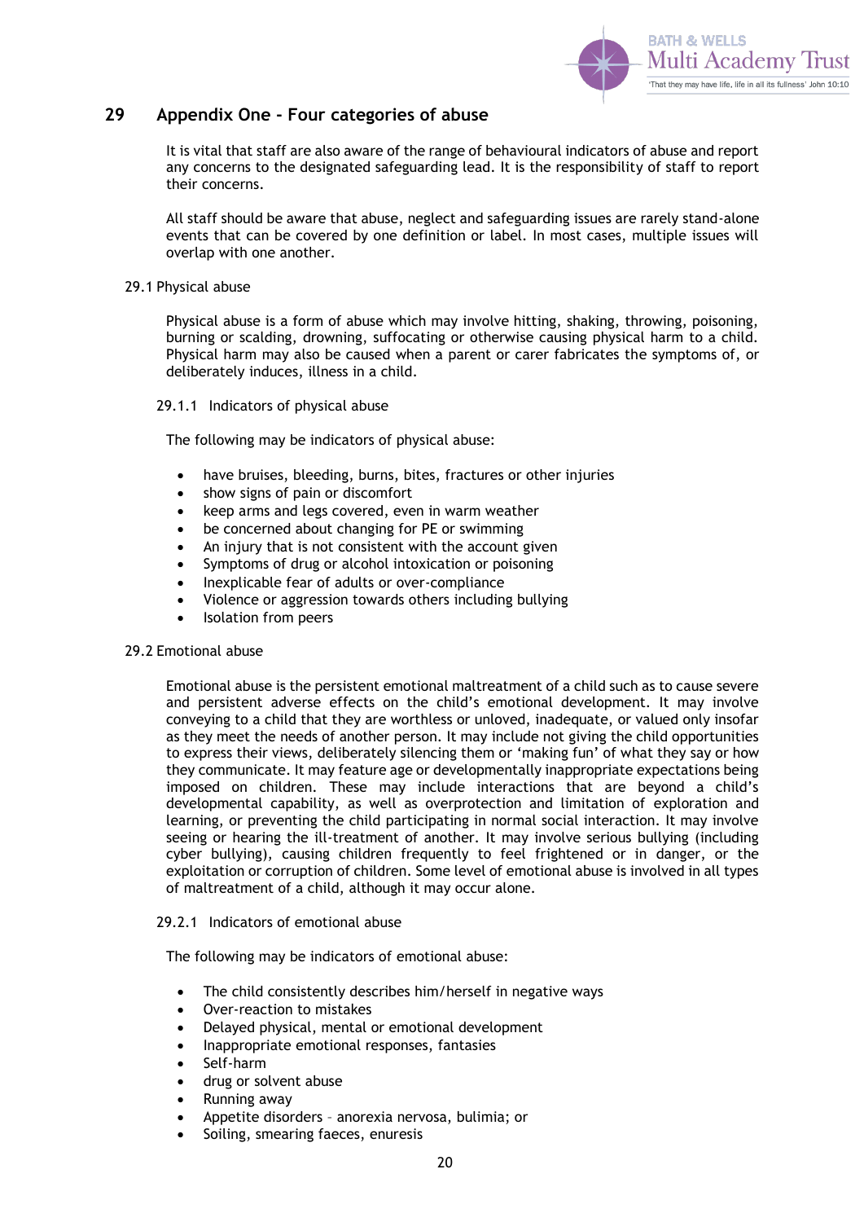## 29 Appendix One - Four categories of abuse

It is vital that staff are also aware of the range of behavioural indicators of abuse and report any concerns to the designated safeguarding lead. It is the responsibility of staff to report their concerns.

All staff should be aware that abuse, neglect and safeguarding issues are rarely stand-alone events that can be covered by one definition or label. In most cases, multiple issues will overlap with one another.

### 29.1 Physical abuse

Physical abuse is a form of abuse which may involve hitting, shaking, throwing, poisoning, burning or scalding, drowning, suffocating or otherwise causing physical harm to a child. Physical harm may also be caused when a parent or carer fabricates the symptoms of, or deliberately induces, illness in a child.

#### 29.1.1 Indicators of physical abuse

The following may be indicators of physical abuse:

- have bruises, bleeding, burns, bites, fractures or other injuries
- show signs of pain or discomfort
- keep arms and legs covered, even in warm weather
- be concerned about changing for PE or swimming
- An injury that is not consistent with the account given
- Symptoms of drug or alcohol intoxication or poisoning
- Inexplicable fear of adults or over-compliance
- Violence or aggression towards others including bullying
- Isolation from peers

### 29.2 Emotional abuse

Emotional abuse is the persistent emotional maltreatment of a child such as to cause severe and persistent adverse effects on the child's emotional development. It may involve conveying to a child that they are worthless or unloved, inadequate, or valued only insofar as they meet the needs of another person. It may include not giving the child opportunities to express their views, deliberately silencing them or 'making fun' of what they say or how they communicate. It may feature age or developmentally inappropriate expectations being imposed on children. These may include interactions that are beyond a child's developmental capability, as well as overprotection and limitation of exploration and learning, or preventing the child participating in normal social interaction. It may involve seeing or hearing the ill-treatment of another. It may involve serious bullying (including cyber bullying), causing children frequently to feel frightened or in danger, or the exploitation or corruption of children. Some level of emotional abuse is involved in all types of maltreatment of a child, although it may occur alone.

#### 29.2.1 Indicators of emotional abuse

The following may be indicators of emotional abuse:

- The child consistently describes him/herself in negative ways
- Over-reaction to mistakes
- Delayed physical, mental or emotional development
- Inappropriate emotional responses, fantasies
- Self-harm
- drug or solvent abuse
- Running away
- Appetite disorders – anorexia nervosa, bulimia; or
- Soiling, smearing faeces, enuresis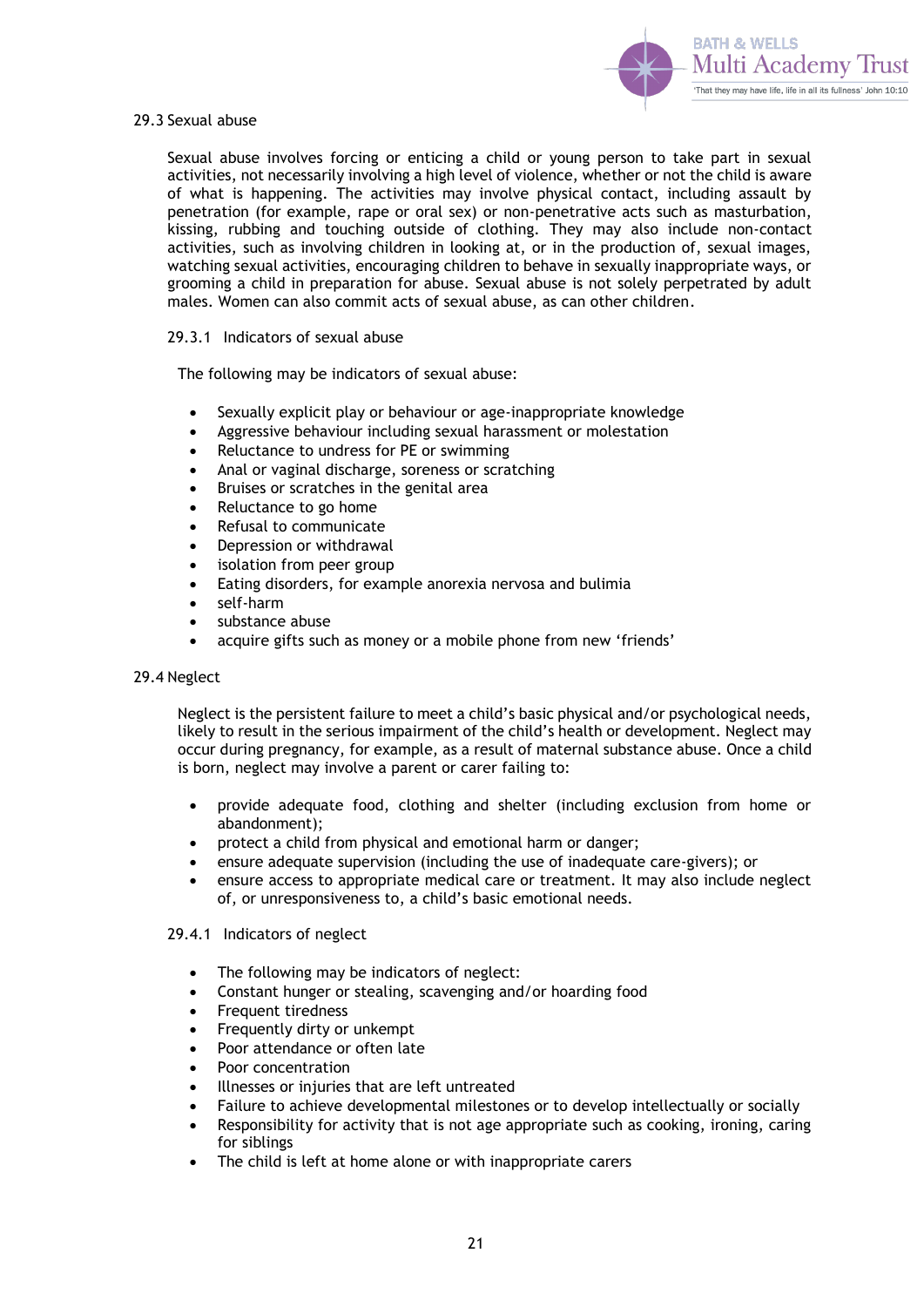### 29.3 Sexual abuse

Sexual abuse involves forcing or enticing a child or young person to take part in sexual activities, not necessarily involving a high level of violence, whether or not the child is aware of what is happening. The activities may involve physical contact, including assault by penetration (for example, rape or oral sex) or non-penetrative acts such as masturbation, kissing, rubbing and touching outside of clothing. They may also include non-contact activities, such as involving children in looking at, or in the production of, sexual images, watching sexual activities, encouraging children to behave in sexually inappropriate ways, or grooming a child in preparation for abuse. Sexual abuse is not solely perpetrated by adult males. Women can also commit acts of sexual abuse, as can other children.

#### 29.3.1 Indicators of sexual abuse

The following may be indicators of sexual abuse:

- Sexually explicit play or behaviour or age-inappropriate knowledge
- Aggressive behaviour including sexual harassment or molestation
- Reluctance to undress for PE or swimming
- Anal or vaginal discharge, soreness or scratching
- Bruises or scratches in the genital area
- Reluctance to go home
- Refusal to communicate
- Depression or withdrawal
- isolation from peer group
- Eating disorders, for example anorexia nervosa and bulimia
- self-harm
- substance abuse
- acquire gifts such as money or a mobile phone from new 'friends'

### 29.4 Neglect

Neglect is the persistent failure to meet a child's basic physical and/or psychological needs, likely to result in the serious impairment of the child's health or development. Neglect may occur during pregnancy, for example, as a result of maternal substance abuse. Once a child is born, neglect may involve a parent or carer failing to:

- provide adequate food, clothing and shelter (including exclusion from home or abandonment);
- protect a child from physical and emotional harm or danger;
- ensure adequate supervision (including the use of inadequate care-givers); or
- ensure access to appropriate medical care or treatment. It may also include neglect of, or unresponsiveness to, a child's basic emotional needs.

#### 29.4.1 Indicators of neglect

- The following may be indicators of neglect:
- Constant hunger or stealing, scavenging and/or hoarding food
- Frequent tiredness
- Frequently dirty or unkempt
- Poor attendance or often late
- Poor concentration
- Illnesses or injuries that are left untreated
- Failure to achieve developmental milestones or to develop intellectually or socially
- Responsibility for activity that is not age appropriate such as cooking, ironing, caring for siblings
- The child is left at home alone or with inappropriate carers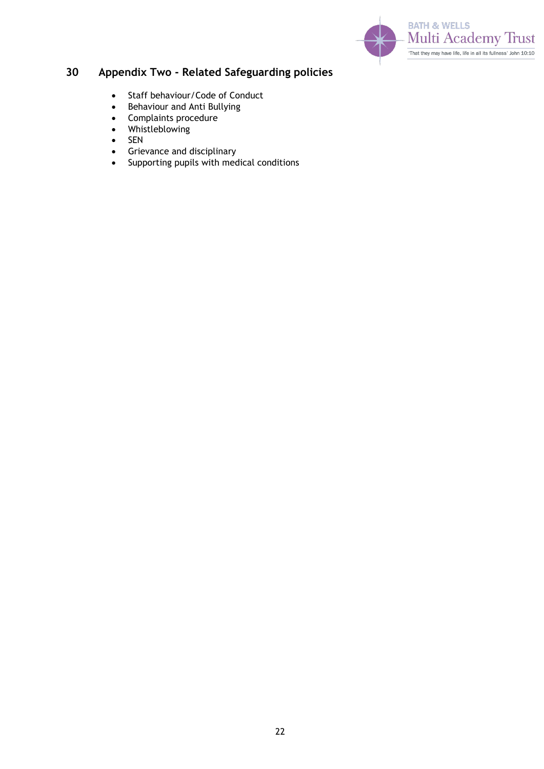## 30 Appendix Two - Related Safeguarding policies

- Staff behaviour/Code of Conduct
- Behaviour and Anti Bullying
- Complaints procedure
- Whistleblowing
- SEN
- Grievance and disciplinary
- Supporting pupils with medical conditions